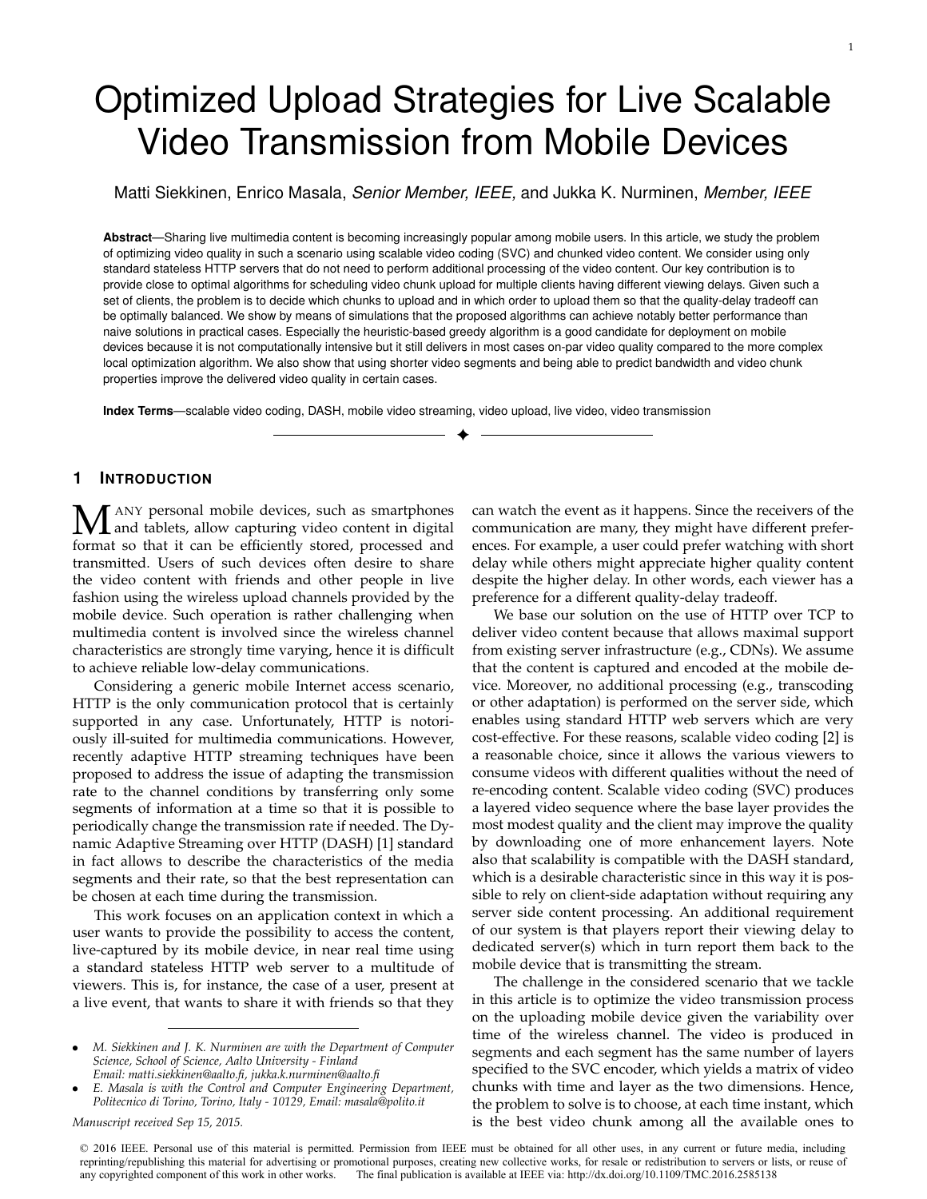// Optimized Upload Strategies for Live Scalable Video Transmission from Mobile Devices

Matti Siekkinen, Enrico Masala, *Senior Member, IEEE*, and Jukka K. Nurminen, *Member, IEEE*

**Abstract**—Sharing live multimedia content is becoming increasingly popular among mobile users. In this article, we study the problem of optimizing video quality in such a scenario using scalable video coding (SVC) and chunked video content. We consider using only standard stateless HTTP servers that do not need to perform additional processing of the video content. Our key contribution is to provide close to optimal algorithms for scheduling video chunk upload for multiple clients having different viewing delays. Given such a set of clients, the problem is to decide which chunks to upload and in which order to upload them so that the quality-delay tradeoff can be optimally balanced. We show by means of simulations that the proposed algorithms can achieve notably better performance than naive solutions in practical cases. Especially the heuristic-based greedy algorithm is a good candidate for deployment on mobile devices because it is not computationally intensive but it still delivers in most cases on-par video quality compared to the more complex local optimization algorithm. We also show that using shorter video segments and being able to predict bandwidth and video chunk properties improve the delivered video quality in certain cases.

**Index Terms**—scalable video coding, DASH, mobile video streaming, video upload, live video, video transmission

## 1 Introduction

Many personal mobile devices, such as smartphones and tablets, allow capturing video content in digital format so that it can be efficiently stored, processed and transmitted. Users of such devices often desire to share the video content with friends and other people in live fashion using the wireless upload channels provided by the mobile device. Such operation is rather challenging when multimedia content is involved since the wireless channel characteristics are strongly time varying, hence it is difficult to achieve reliable low-delay communications.

Considering a generic mobile Internet access scenario, HTTP is the only communication protocol that is certainly supported in any case. Unfortunately, HTTP is notoriously ill-suited for multimedia communications. However, recently adaptive HTTP streaming techniques have been proposed to address the issue of adapting the transmission rate to the channel conditions by transferring only some segments of information at a time so that it is possible to periodically change the transmission rate if needed. The Dynamic Adaptive Streaming over HTTP (DASH) [1] standard in fact allows to describe the characteristics of the media segments and their rate, so that the best representation can be chosen at each time during the transmission.

This work focuses on an application context in which a user wants to provide the possibility to access the content, live-captured by its mobile device, in near real time using a standard stateless HTTP web server to a multitude of viewers. This is, for instance, the case of a user, present at a live event, that wants to share it with friends so that they can watch the event as it happens. Since the receivers of the communication are many, they might have different preferences. For example, a user could prefer watching with short delay while others might appreciate higher quality content despite the higher delay. In other words, each viewer has a preference for a different quality-delay tradeoff.

We base our solution on the use of HTTP over TCP to deliver video content because that allows maximal support from existing server infrastructure (e.g., CDNs). We assume that the content is captured and encoded at the mobile device. Moreover, no additional processing (e.g., transcoding or other adaptation) is performed on the server side, which enables using standard HTTP web servers which are very cost-effective. For these reasons, scalable video coding [2] is a reasonable choice, since it allows the various viewers to consume videos with different qualities without the need of re-encoding content. Scalable video coding (SVC) produces a layered video sequence where the base layer provides the most modest quality and the client may improve the quality by downloading one of more enhancement layers. Note also that scalability is compatible with the DASH standard, which is a desirable characteristic since in this way it is possible to rely on client-side adaptation without requiring any server side content processing. An additional requirement of our system is that players report their viewing delay to dedicated server(s) which in turn report them back to the mobile device that is transmitting the stream.

The challenge in the considered scenario that we tackle in this article is to optimize the video transmission process on the uploading mobile device given the variability over time of the wireless channel. The video is produced in segments and each segment has the same number of layers specified to the SVC encoder, which yields a matrix of video chunks with time and layer as the two dimensions. Hence, the problem to solve is to choose, at each time instant, which is the best video chunk among all the available ones to

- *M. Siekkinen and J. K. Nurminen are with the Department of Computer Science, School of Science, Aalto University - Finland Email: matti.siekkinen@aalto.fi, jukka.k.nurminen@aalto.fi*
- *E. Masala is with the Control and Computer Engineering Department, Politecnico di Torino, Torino, Italy - 10129, Email: masala@polito.it*

*Manuscript received Sep 15, 2015.*

© 2016 IEEE. Personal use of this material is permitted. Permission from IEEE must be obtained for all other uses, in any current or future media, including reprinting/republishing this material for advertising or promotional purposes, creating new collective works, for resale or redistribution to servers or lists, or reuse of any copyrighted component of this work in other works. The final publication is available at IEEE via: http://dx.doi.org/10.1109/TMC.2016.2585138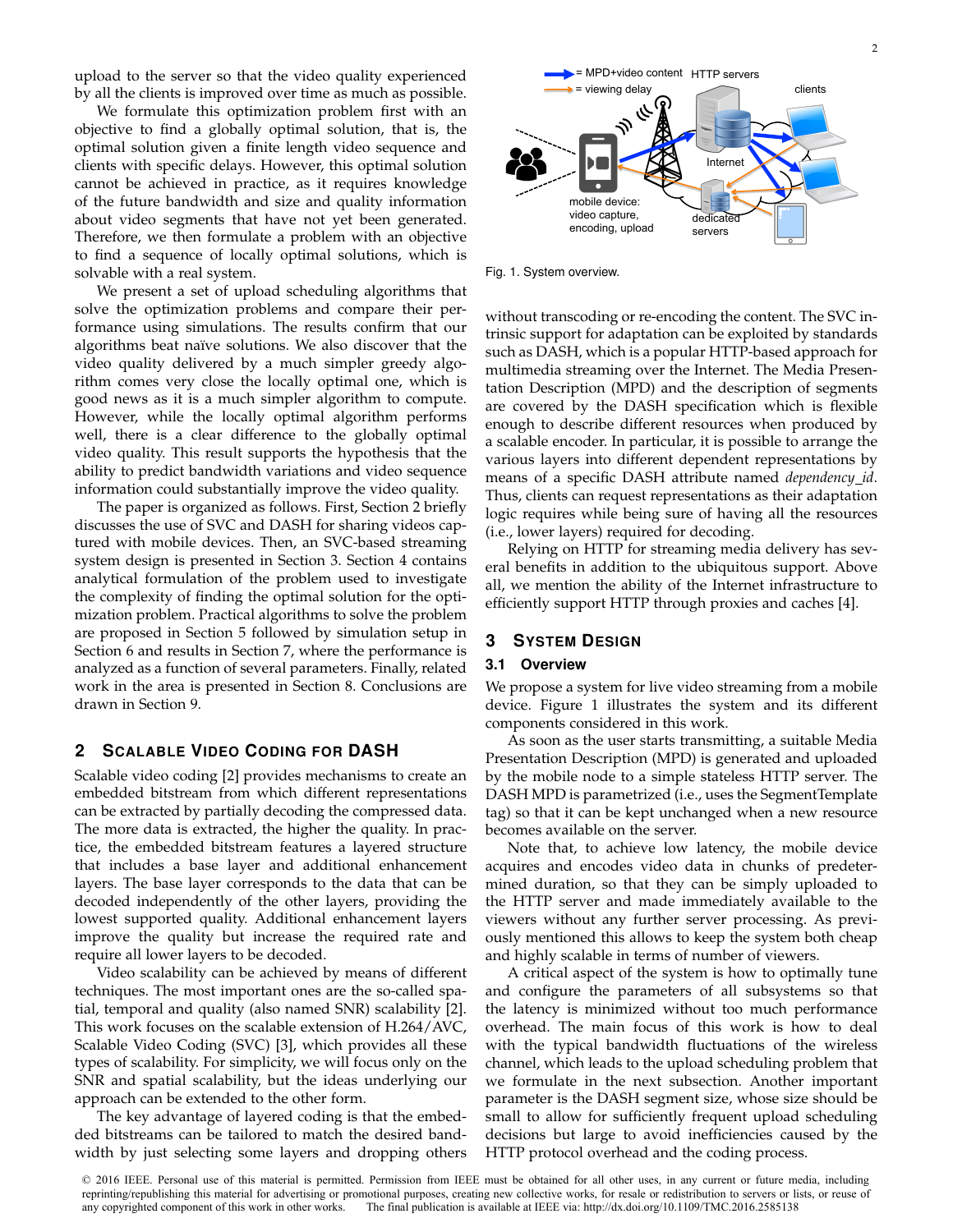upload to the server so that the video quality experienced by all the clients is improved over time as much as possible.

We formulate this optimization problem first with an objective to find a globally optimal solution, that is, the optimal solution given a finite length video sequence and clients with specific delays. However, this optimal solution cannot be achieved in practice, as it requires knowledge of the future bandwidth and size and quality information about video segments that have not yet been generated. Therefore, we then formulate a problem with an objective to find a sequence of locally optimal solutions, which is solvable with a real system.

We present a set of upload scheduling algorithms that solve the optimization problems and compare their performance using simulations. The results confirm that our algorithms beat naïve solutions. We also discover that the video quality delivered by a much simpler greedy algorithm comes very close the locally optimal one, which is good news as it is a much simpler algorithm to compute. However, while the locally optimal algorithm performs well, there is a clear difference to the globally optimal video quality. This result supports the hypothesis that the ability to predict bandwidth variations and video sequence information could substantially improve the video quality.

The paper is organized as follows. First, Section 2 briefly discusses the use of SVC and DASH for sharing videos captured with mobile devices. Then, an SVC-based streaming system design is presented in Section 3. Section 4 contains analytical formulation of the problem used to investigate the complexity of finding the optimal solution for the optimization problem. Practical algorithms to solve the problem are proposed in Section 5 followed by simulation setup in Section 6 and results in Section 7, where the performance is analyzed as a function of several parameters. Finally, related work in the area is presented in Section 8. Conclusions are drawn in Section 9.

## 2 Scalable Video Coding for DASH

Scalable video coding [2] provides mechanisms to create an embedded bitstream from which different representations can be extracted by partially decoding the compressed data. The more data is extracted, the higher the quality. In practice, the embedded bitstream features a layered structure that includes a base layer and additional enhancement layers. The base layer corresponds to the data that can be decoded independently of the other layers, providing the lowest supported quality. Additional enhancement layers improve the quality but increase the required rate and require all lower layers to be decoded.

Video scalability can be achieved by means of different techniques. The most important ones are the so-called spatial, temporal and quality (also named SNR) scalability [2]. This work focuses on the scalable extension of H.264/AVC, Scalable Video Coding (SVC) [3], which provides all these types of scalability. For simplicity, we will focus only on the SNR and spatial scalability, but the ideas underlying our approach can be extended to the other form.

The key advantage of layered coding is that the embedded bitstreams can be tailored to match the desired bandwidth by just selecting some layers and dropping others without transcoding or re-encoding the content. The SVC intrinsic support for adaptation can be exploited by standards such as DASH, which is a popular HTTP-based approach for multimedia streaming over the Internet. The Media Presentation Description (MPD) and the description of segments are covered by the DASH specification which is flexible enough to describe different resources when produced by a scalable encoder. In particular, it is possible to arrange the various layers into different dependent representations by means of a specific DASH attribute named *dependency_id*. Thus, clients can request representations as their adaptation logic requires while being sure of having all the resources (i.e., lower layers) required for decoding.

Relying on HTTP for streaming media delivery has several benefits in addition to the ubiquitous support. Above all, we mention the ability of the Internet infrastructure to efficiently support HTTP through proxies and caches [4].

Fig. 1. System overview.

## 3 System Design

### 3.1 Overview

We propose a system for live video streaming from a mobile device. Figure 1 illustrates the system and its different components considered in this work.

As soon as the user starts transmitting, a suitable Media Presentation Description (MPD) is generated and uploaded by the mobile node to a simple stateless HTTP server. The DASH MPD is parametrized (i.e., uses the SegmentTemplate tag) so that it can be kept unchanged when a new resource becomes available on the server.

Note that, to achieve low latency, the mobile device acquires and encodes video data in chunks of predetermined duration, so that they can be simply uploaded to the HTTP server and made immediately available to the HTTP servers without any further server processing. As previously mentioned this allows to keep the system both cheap and highly scalable in terms of number of viewers.

A critical aspect of the system is how to optimally tune and configure the parameters of all subsystems so that the latency is minimized without too much performance overhead. The main focus of this work is how to deal with the typical bandwidth fluctuations of the wireless channel, which leads to the upload scheduling problem that we formulate in the next subsection. Another important parameter is the DASH segment size, whose size should be small to allow for sufficiently frequent upload scheduling decisions but large to avoid inefficiencies caused by the HTTP protocol overhead and the coding process.

© 2016 IEEE. Personal use of this material is permitted. Permission from IEEE must be obtained for all other uses, in any current or future media, including reprinting/republishing this material for advertising or promotional purposes, creating new collective works, for resale or redistribution to servers or lists, or reuse of any copyrighted component of this work in other works. The final publication is available at IEEE via: http://dx.doi.org/10.1109/TMC.2016.2585138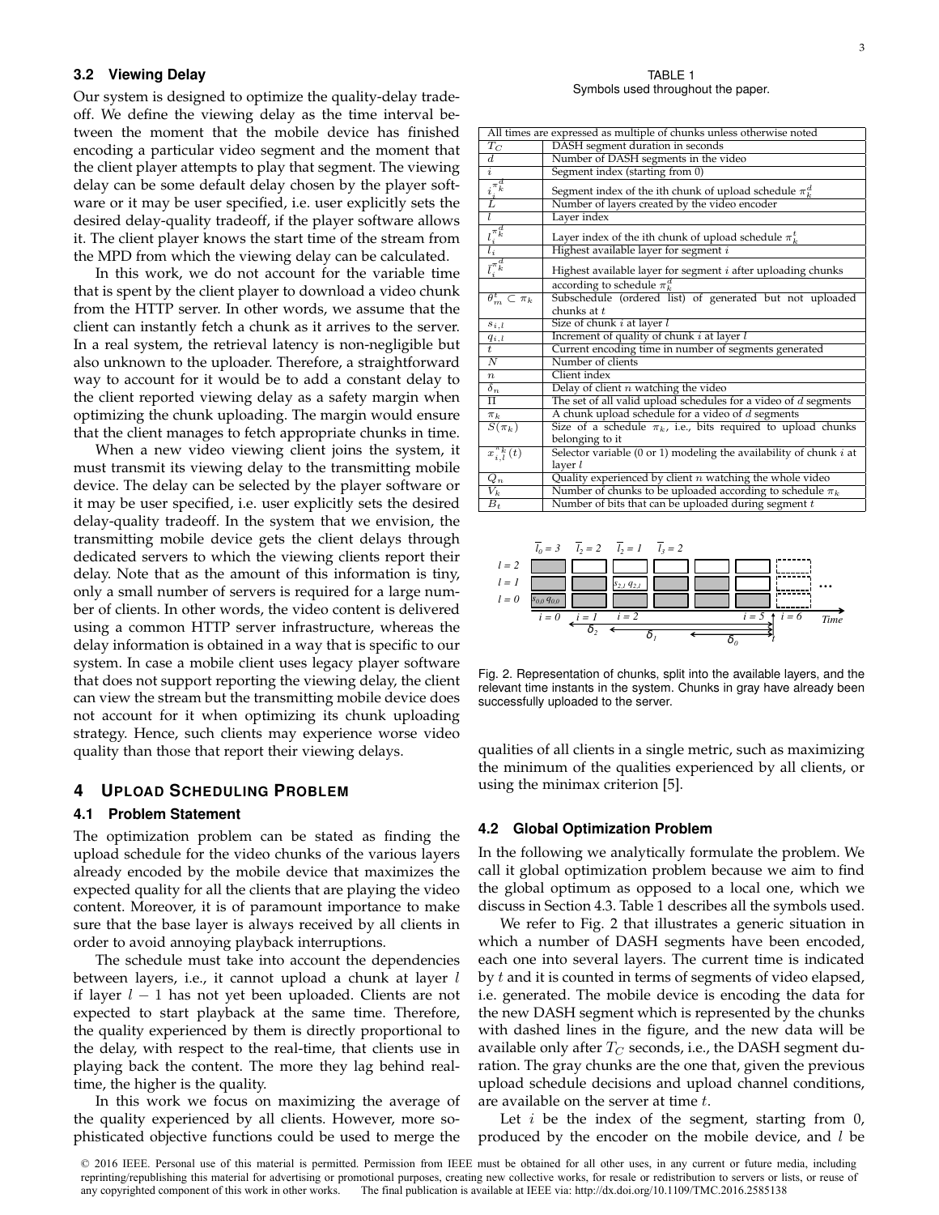### 3.2 Viewing Delay

Our system is designed to optimize the quality-delay tradeoff. We define the viewing delay as the time interval between the moment that the mobile device has finished encoding a particular video segment and the moment that the client player attempts to play that segment. The viewing delay can be some default delay chosen by the player software or it may be user specified, i.e. user explicitly sets the desired delay-quality tradeoff, if the player software allows it. The client player knows the start time of the stream from the MPD from which the viewing delay can be calculated.

In this work, we do not account for the variable time that is spent by the client player to download a video chunk from the HTTP server. In other words, we assume that the client can instantly fetch a chunk as it arrives to the server. In a real system, the retrieval latency is non-negligible but also unknown to the uploader. Therefore, a straightforward way to account for it would be to add a constant delay to the client reported viewing delay as a safety margin when optimizing the chunk uploading. The margin would ensure that the client manages to fetch appropriate chunks in time.

When a new video viewing client joins the system, it must transmit its viewing delay to the transmitting mobile device. The delay can be selected by the player software or it may be user specified, i.e. user explicitly sets the desired delay-quality tradeoff. In the system that we envision, the transmitting mobile device gets the client delays through dedicated servers to which the viewing clients report their delay. Note that as the amount of this information is tiny, only a small number of servers is required for a large number of clients. In other words, the video content is delivered using a common HTTP server infrastructure, whereas the delay information is obtained in a way that is specific to our system. In case a mobile client uses legacy player software that does not support reporting the viewing delay, the client can view the stream but the transmitting mobile device does not account for it when optimizing its chunk uploading strategy. Hence, such clients may experience worse video quality than those that report their viewing delays.

## 4 Upload Scheduling Problem

### 4.1 Problem Statement

The optimization problem can be stated as finding the upload schedule for the video chunks of the various layers already encoded by the mobile device that maximizes the expected quality for all the clients that are playing the video content. Moreover, it is of paramount importance to make sure that the base layer is always received by all clients in order to avoid annoying playback interruptions.

The schedule must take into account the dependencies between layers, i.e., it cannot upload a chunk at layer $l$ if layer $l-1$ has not yet been uploaded. Clients are not expected to start playback at the same time. Therefore, the quality experienced by them is directly proportional to the delay, with respect to the real-time, that clients use in playing back the content. The more they lag behind real-time, the higher is the quality.

In this work we focus on maximizing the average of the quality experienced by all clients. However, more sophisticated objective functions could be used to merge the qualities of all clients in a single metric, such as maximizing the minimum of the qualities experienced by all clients, or using the minimax criterion [5].

TABLE 1
Symbols used throughout the paper.

| All times are expressed as multiple of chunks unless otherwise noted | |
|---|---|
| $T_C$ | DASH segment duration in seconds |
| $d$ | Number of DASH segments in the video |
| $i$ | Segment index (starting from 0) |
| $i_i^{\pi_k^d}$ | Segment index of the ith chunk of upload schedule $\pi_k^d$ |
| $L$ | Number of layers created by the video encoder |
| $l$ | Layer index |
| $l_i^{\pi_k^d}$ | Layer index of the ith chunk of upload schedule $\pi_k^t$ |
| $\overline{l_i}$ | Highest available layer for segment $i$ |
| $\overline{l}_i^{\pi_k^d}$ | Highest available layer for segment $i$ after uploading chunks according to schedule $\pi_k^d$ |
| $\theta_m^t \subset \pi_k$ | Subschedule (ordered list) of generated but not uploaded chunks at $t$ |
| $s_{i,l}$ | Size of chunk $i$ at layer $l$ |
| $q_{i,l}$ | Increment of quality of chunk $i$ at layer $l$ |
| $t$ | Current encoding time in number of segments generated |
| $N$ | Number of clients |
| $n$ | Client index |
| $\delta_n$ | Delay of client $n$ watching the video |
| $\Pi$ | The set of all valid upload schedules for a video of $d$ segments |
| $\pi_k$ | A chunk upload schedule for a video of $d$ segments |
| $S(\pi_k)$ | Size of a schedule $\pi_k$, i.e., bits required to upload chunks belonging to it |
| $x_{i,l}^{\pi_k}(t)$ | Selector variable (0 or 1) modeling the availability of chunk $i$ at layer $l$ |
| $Q_n$ | Quality experienced by client $n$ watching the whole video |
| $V_k$ | Number of chunks to be uploaded according to schedule $\pi_k$ |
| $B_t$ | Number of bits that can be uploaded during segment $t$ |

Fig. 2. Representation of chunks, split into the available layers, and the relevant time instants in the system. Chunks in gray have already been successfully uploaded to the server.

### 4.2 Global Optimization Problem

In the following we analytically formulate the problem. We call it global optimization problem because we aim to find the global optimum as opposed to a local one, which we discuss in Section 4.3. Table 1 describes all the symbols used.

We refer to Fig. 2 that illustrates a generic situation in which a number of DASH segments have been encoded, each one into several layers. The current time is indicated by $t$ and it is counted in terms of segments of video elapsed, i.e. generated. The mobile device is encoding the data for the new DASH segment which is represented by the chunks with dashed lines in the figure, and the new data will be available only after $T_C$ seconds, i.e., the DASH segment duration. The gray chunks are the one that, given the previous upload schedule decisions and upload channel conditions, are available on the server at time $t$.

Let $i$ be the index of the segment, starting from 0, produced by the encoder on the mobile device, and $l$ be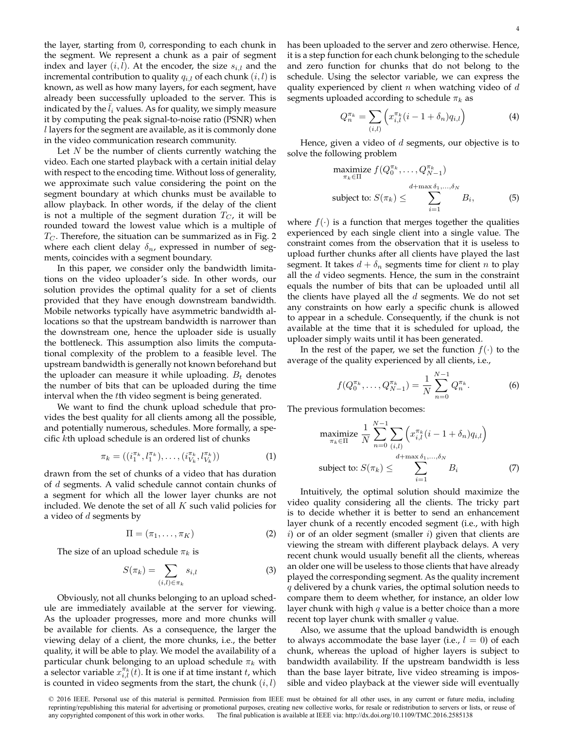the layer, starting from 0, corresponding to each chunk in the segment. We represent a chunk as a pair of segment index and layer $(i, l)$. At the encoder, the size $s_{i,l}$ and the incremental contribution to quality $q_{i,l}$ of each chunk $(i, l)$ is known, as well as how many layers, for each segment, have already been successfully uploaded to the server. This is indicated by the $\bar{l}_i$ values. As for quality, we simply measure it by computing the peak signal-to-noise ratio (PSNR) when $l$ layers for the segment are available, as it is commonly done in the video communication research community.

Let $N$ be the number of clients currently watching the video. Each one started playback with a certain initial delay with respect to the encoding time. Without loss of generality, we approximate such value considering the point on the segment boundary at which chunks must be available to allow playback. In other words, if the delay of the client is not a multiple of the segment duration $T_C$, it will be rounded toward the lowest value which is a multiple of $T_C$. Therefore, the situation can be summarized as in Fig. 2 where each client delay $\delta_n$, expressed in number of segments, coincides with a segment boundary.

In this paper, we consider only the bandwidth limitations on the video uploader's side. In other words, our solution provides the optimal quality for a set of clients provided that they have enough downstream bandwidth. Mobile networks typically have asymmetric bandwidth allocations so that the upstream bandwidth is narrower than the downstream one, hence the uploader side is usually the bottleneck. This assumption also limits the computational complexity of the problem to a feasible level. The upstream bandwidth is generally not known beforehand but the uploader can measure it while uploading. $B_t$ denotes the number of bits that can be uploaded during the time interval when the $t$th video segment is being generated.

We want to find the chunk upload schedule that provides the best quality for all clients among all the possible, and potentially numerous, schedules. More formally, a specific $k$th upload schedule is an ordered list of chunks

$$\pi_k = ((i_1^{\pi_k}, l_1^{\pi_k}), \ldots, (i_{V_k}^{\pi_k}, l_{V_k}^{\pi_k})) \tag{1}$$

drawn from the set of chunks of a video that has duration of $d$ segments. A valid schedule cannot contain chunks of a segment for which all the lower layer chunks are not included. We denote the set of all $K$ such valid policies for a video of $d$ segments by

$$\Pi = (\pi_1, \ldots, \pi_K) \tag{2}$$

The size of an upload schedule $\pi_k$ is

$$S(\pi_k) = \sum_{(i,l) \in \pi_k} s_{i,l} \tag{3}$$

Obviously, not all chunks belonging to an upload schedule are immediately available at the server for viewing. As the uploader progresses, more and more chunks will be available for clients. As a consequence, the larger the viewing delay of a client, the more chunks, i.e., the better quality, it will be able to play. We model the availability of a particular chunk belonging to an upload schedule $\pi_k$ with a selector variable $x_{i,l}^{\pi_k}(t)$. It is one if at time instant $t$, which is counted in video segments from the start, the chunk $(i, l)$ has been uploaded to the server and zero otherwise. Hence, it is a step function for each chunk belonging to the schedule and zero function for chunks that do not belong to the schedule. Using the selector variable, we can express the quality experienced by client $n$ when watching video of $d$ segments uploaded according to schedule $\pi_k$ as

$$Q_n^{\pi_k} = \sum_{(i,l)} \left( x_{i,l}^{\pi_k}(i - 1 + \delta_n) q_{i,l} \right) \tag{4}$$

Hence, given a video of $d$ segments, our objective is to solve the following problem

$$\begin{aligned} &\underset{\pi_k \in \Pi}{\text{maximize}} \; f(Q_0^{\pi_k}, \ldots, Q_{N-1}^{\pi_k}) \\ &\text{subject to: } S(\pi_k) \leq \sum_{i=1}^{d + \max \delta_1, \ldots, \delta_N} B_i, \end{aligned} \tag{5}$$

where $f(\cdot)$ is a function that merges together the qualities experienced by each single client into a single value. The constraint comes from the observation that it is useless to upload further chunks after all clients have played the last segment. It takes $d + \delta_n$ segments time for client $n$ to play all the $d$ video segments. Hence, the sum in the constraint equals the number of bits that can be uploaded until all the clients have played all the $d$ segments. We do not set any constraints on how early a specific chunk is allowed to appear in a schedule. Consequently, if the chunk is not available at the time that it is scheduled for upload, the uploader simply waits until it has been generated.

In the rest of the paper, we set the function $f(\cdot)$ to the average of the quality experienced by all clients, i.e.,

$$f(Q_0^{\pi_k}, \ldots, Q_{N-1}^{\pi_k}) = \frac{1}{N} \sum_{n=0}^{N-1} Q_n^{\pi_k}. \tag{6}$$

The previous formulation becomes:

$$\begin{aligned} &\underset{\pi_k \in \Pi}{\text{maximize}} \; \frac{1}{N} \sum_{n=0}^{N-1} \sum_{(i,l)} \left( x_{i,l}^{\pi_k}(i - 1 + \delta_n) q_{i,l} \right) \\ &\text{subject to: } S(\pi_k) \leq \sum_{i=1}^{d + \max \delta_1, \ldots, \delta_N} B_i \end{aligned} \tag{7}$$

Intuitively, the optimal solution should maximize the video quality considering all the clients. The tricky part is to decide whether it is better to send an enhancement layer chunk of a recently encoded segment (i.e., with high $i$) or of an older segment (smaller $i$) given that clients are viewing the stream with different playback delays. A very recent chunk would usually benefit all the clients, whereas an older one will be useless to those clients that have already played the corresponding segment. As the quality increment $q$ delivered by a chunk varies, the optimal solution needs to compare them to deem whether, for instance, an older low layer chunk with high $q$ value is a better choice than a more recent top layer chunk with smaller $q$ value.

Also, we assume that the upload bandwidth is enough to always accommodate the base layer (i.e., $l = 0$) of each chunk, whereas the upload of higher layers is subject to bandwidth availability. If the upstream bandwidth is less than the base layer bitrate, live video streaming is impossible and video playback at the viewer side will eventually

© 2016 IEEE. Personal use of this material is permitted. Permission from IEEE must be obtained for all other uses, in any current or future media, including reprinting/republishing this material for advertising or promotional purposes, creating new collective works, for resale or redistribution to servers or lists, or reuse of any copyrighted component of this work in other works. The final publication is available at IEEE via: http://dx.doi.org/10.1109/TMC.2016.2585138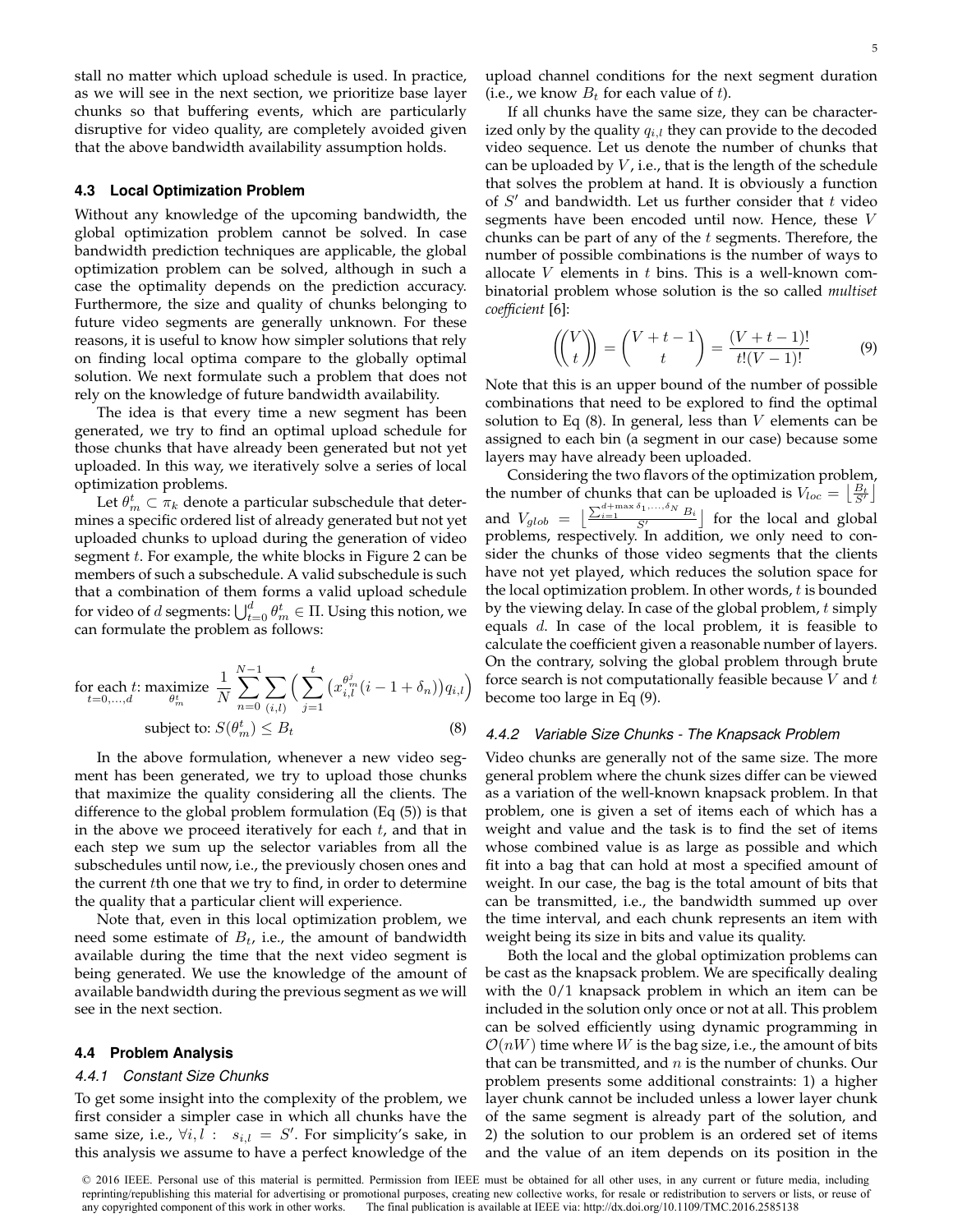stall no matter which upload schedule is used. In practice, as we will see in the next section, we prioritize base layer chunks so that buffering events, which are particularly disruptive for video quality, are completely avoided given that the above bandwidth availability assumption holds.

### 4.3 Local Optimization Problem

Without any knowledge of the upcoming bandwidth, the global optimization problem cannot be solved. In case bandwidth prediction techniques are applicable, the global optimization problem can be solved, although in such a case the optimality depends on the prediction accuracy. Furthermore, the size and quality of chunks belonging to future video segments are generally unknown. For these reasons, it is useful to know how simpler solutions that rely on finding local optima compare to the globally optimal solution. We next formulate such a problem that does not rely on the knowledge of future bandwidth availability.

The idea is that every time a new segment has been generated, we try to find an optimal upload schedule for those chunks that have already been generated but not yet uploaded. In this way, we iteratively solve a series of local optimization problems.

Let $\theta_m^t \subset \pi_k$ denote a particular subschedule that determines a specific ordered list of already generated but not yet uploaded chunks to upload during the generation of video segment $t$. For example, the white blocks in Figure 2 can be members of such a subschedule. A valid subschedule is such that a combination of them forms a valid upload schedule for video of $d$ segments: $\bigcup_{t=0}^{d} \theta_m^t \in \Pi$. Using this notion, we can formulate the problem as follows:

$$\underset{t=0,\ldots,d}{\text{for each } t}: \underset{\theta_m^t}{\text{maximize}} \; \frac{1}{N} \sum_{n=0}^{N-1} \sum_{(i,l)} \Big( \sum_{j=1}^{t} \big( x_{i,l}^{\theta_m^j}(i-1+\delta_n) \big) q_{i,l} \Big)$$

$$\text{subject to: } S(\theta_m^t) \leq B_t \tag{8}$$

In the above formulation, whenever a new video segment has been generated, we try to upload those chunks that maximize the quality considering all the clients. The difference to the global problem formulation (Eq (5)) is that in the above we proceed iteratively for each $t$, and that in each step we sum up the selector variables from all the subschedules until now, i.e., the previously chosen ones and the current $t$th one that we try to find, in order to determine the quality that a particular client will experience.

Note that, even in this local optimization problem, we need some estimate of $B_t$, i.e., the amount of bandwidth available during the time that the next video segment is being generated. We use the knowledge of the amount of available bandwidth during the previous segment as we will see in the next section.

### 4.4 Problem Analysis

#### 4.4.1 Constant Size Chunks

To get some insight into the complexity of the problem, we first consider a simpler case in which all chunks have the same size, i.e., $\forall i, l : \; s_{i,l} = S'$. For simplicity's sake, in this analysis we assume to have a perfect knowledge of the upload channel conditions for the next segment duration (i.e., we know $B_t$ for each value of $t$).

If all chunks have the same size, they can be characterized only by the quality $q_{i,l}$ they can provide to the decoded video sequence. Let us denote the number of chunks that can be uploaded by $V$, i.e., that is the length of the schedule that solves the problem at hand. It is obviously a function of $S'$ and bandwidth. Let us further consider that $t$ video segments have been encoded until now. Hence, these $V$ chunks can be part of any of the $t$ segments. Therefore, the number of possible combinations is the number of ways to allocate $V$ elements in $t$ bins. This is a well-known combinatorial problem whose solution is the so called *multiset coefficient* [6]:

$$\left(\!\!\binom{V}{t}\!\!\right) = \binom{V+t-1}{t} = \frac{(V+t-1)!}{t!(V-1)!} \tag{9}$$

Note that this is an upper bound of the number of possible combinations that need to be explored to find the optimal solution to Eq (8). In general, less than $V$ elements can be assigned to each bin (a segment in our case) because some layers may have already been uploaded.

Considering the two flavors of the optimization problem, the number of chunks that can be uploaded is $V_{loc} = \lfloor \frac{B_t}{S'} \rfloor$ and $V_{glob} = \lfloor \frac{\sum_{i=1}^{d+\max \delta_1,\ldots,\delta_N} B_i}{S'} \rfloor$ for the local and global problems, respectively. In addition, we only need to consider the chunks of those video segments that the clients have not yet played, which reduces the solution space for the local optimization problem. In other words, $t$ is bounded by the viewing delay. In case of the global problem, $t$ simply equals $d$. In case of the local problem, it is feasible to calculate the coefficient given a reasonable number of layers. On the contrary, solving the global problem through brute force search is not computationally feasible because $V$ and $t$ become too large in Eq (9).

#### 4.4.2 Variable Size Chunks - The Knapsack Problem

Video chunks are generally not of the same size. The more general problem where the chunk sizes differ can be viewed as a variation of the well-known knapsack problem. In that problem, one is given a set of items each of which has a weight and value and the task is to find the set of items whose combined value is as large as possible and which fit into a bag that can hold at most a specified amount of weight. In our case, the bag is the total amount of bits that can be transmitted, i.e., the bandwidth summed up over the time interval, and each chunk represents an item with weight being its size in bits and value its quality.

Both the local and the global optimization problems can be cast as the knapsack problem. We are specifically dealing with the 0/1 knapsack problem in which an item can be included in the solution only once or not at all. This problem can be solved efficiently using dynamic programming in $\mathcal{O}(nW)$ time where $W$ is the bag size, i.e., the amount of bits that can be transmitted, and $n$ is the number of chunks. Our problem presents some additional constraints: 1) a higher layer chunk cannot be included unless a lower layer chunk of the same segment is already part of the solution, and 2) the solution to our problem is an ordered set of items and the value of an item depends on its position in the

© 2016 IEEE. Personal use of this material is permitted. Permission from IEEE must be obtained for all other uses, in any current or future media, including reprinting/republishing this material for advertising or promotional purposes, creating new collective works, for resale or redistribution to servers or lists, or reuse of any copyrighted component of this work in other works. The final publication is available at IEEE via: http://dx.doi.org/10.1109/TMC.2016.2585138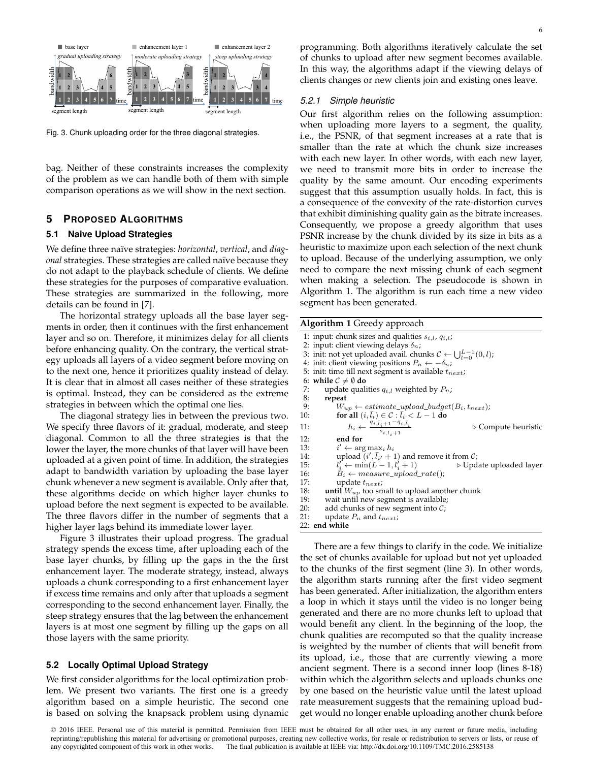Fig. 3. Chunk uploading order for the three diagonal strategies.

bag. Neither of these constraints increases the complexity of the problem as we can handle both of them with simple comparison operations as we will show in the next section.

## 5 Proposed Algorithms

### 5.1 Naive Upload Strategies

We define three naïve strategies: *horizontal*, *vertical*, and *diagonal* strategies. These strategies are called naïve because they do not adapt to the playback schedule of clients. We define these strategies for the purposes of comparative evaluation. These strategies are summarized in the following, more details can be found in [7].

The horizontal strategy uploads all the base layer segments in order, then it continues with the first enhancement layer and so on. Therefore, it minimizes delay for all clients before enhancing quality. On the contrary, the vertical strategy uploads all layers of a video segment before moving on to the next one, hence it prioritizes quality instead of delay. It is clear that in almost all cases neither of these strategies is optimal. Instead, they can be considered as the extreme strategies in between which the optimal one lies.

The diagonal strategy lies in between the previous two. We specify three flavors of it: gradual, moderate, and steep diagonal. Common to all the three strategies is that the lower the layer, the more chunks of that layer will have been uploaded at a given point of time. In addition, the strategies adapt to bandwidth variation by uploading the base layer chunk whenever a new segment is available. Only after that, these algorithms decide on which higher layer chunks to upload before the next segment is expected to be available. The three flavors differ in the number of segments that a higher layer lags behind its immediate lower layer.

Figure 3 illustrates their upload progress. The gradual strategy spends the excess time, after uploading each of the base layer chunks, by filling up the gaps in the the first enhancement layer. The moderate strategy, instead, always uploads a chunk corresponding to a first enhancement layer if excess time remains and only after that uploads a segment corresponding to the second enhancement layer. Finally, the steep strategy ensures that the lag between the enhancement layers is at most one segment by filling up the gaps on all those layers with the same priority.

### 5.2 Locally Optimal Upload Strategy

We first consider algorithms for the local optimization problem. We present two variants. The first one is a greedy algorithm based on a simple heuristic. The second one is based on solving the knapsack problem using dynamic programming. Both algorithms iteratively calculate the set of chunks to upload after new segment becomes available. In this way, the algorithms adapt if the viewing delays of clients changes or new clients join and existing ones leave.

#### *5.2.1 Simple heuristic*

Our first algorithm relies on the following assumption: when uploading more layers to a segment, the quality, i.e., the PSNR, of that segment increases at a rate that is smaller than the rate at which the chunk size increases with each new layer. In other words, with each new layer, we need to transmit more bits in order to increase the quality by the same amount. Our encoding experiments suggest that this assumption usually holds. In fact, this is a consequence of the convexity of the rate-distortion curves that exhibit diminishing quality gain as the bitrate increases. Consequently, we propose a greedy algorithm that uses PSNR increase by the chunk divided by its size in bits as a heuristic to maximize upon each selection of the next chunk to upload. Because of the underlying assumption, we only need to compare the next missing chunk of each segment when making a selection. The pseudocode is shown in Algorithm 1. The algorithm is run each time a new video segment has been generated.

**Algorithm 1** Greedy approach

1: input: chunk sizes and qualities $s_{i,l}$, $q_{i,l}$;
2: input: client viewing delays $\delta_n$;
3: init: not yet uploaded avail. chunks $\mathcal{C} \leftarrow \bigcup_{l=0}^{L-1}(0,l)$;
4: init: client viewing positions $P_n \leftarrow -\delta_n$;
5: init: time till next segment is available $t_{next}$;
6: **while** $\mathcal{C} \neq \emptyset$ **do**
7: update qualities $q_{i,l}$ weighted by $P_n$;
8: **repeat**
9: $W_{up} \leftarrow estimate\_upload\_budget(B_i, t_{next})$;
10: **for all** $(i, \bar{l}_i) \in \mathcal{C} : \bar{l}_i < L-1$ **do**
11: $h_i \leftarrow \frac{q_{i,\bar{l}_i+1} - q_{i,\bar{l}_i}}{s_{i,\bar{l}_i+1}}$ ▷ Compute heuristic
12: **end for**
13: $i' \leftarrow \arg\max_i h_i$
14: upload $(i', \bar{l}_{i'}+1)$ and remove it from $\mathcal{C}$;
15: $\bar{l}'_i \leftarrow \min(L-1, \bar{l}'_i + 1)$ ▷ Update uploaded layer
16: $B_i \leftarrow measure\_upload\_rate()$;
17: update $t_{next}$;
18: **until** $W_{up}$ too small to upload another chunk
19: wait until new segment is available;
20: add chunks of new segment into $\mathcal{C}$;
21: update $P_n$ and $t_{next}$;
22: **end while**

There are a few things to clarify in the code. We initialize the set of chunks available for upload but not yet uploaded to the chunks of the first segment (line 3). In other words, the algorithm starts running after the first video segment has been generated. After initialization, the algorithm enters a loop in which it stays until the video is no longer being generated and there are no more chunks left to upload that would benefit any client. In the beginning of the loop, the chunk qualities are recomputed so that the quality increase is weighted by the number of clients that will benefit from its upload, i.e., those that are currently viewing a more ancient segment. There is a second inner loop (lines 8-18) within which the algorithm selects and uploads chunks one by one based on the heuristic value until the latest upload rate measurement suggests that the remaining upload budget would no longer enable uploading another chunk before

© 2016 IEEE. Personal use of this material is permitted. Permission from IEEE must be obtained for all other uses, in any current or future media, including reprinting/republishing this material for advertising or promotional purposes, creating new collective works, for resale or redistribution to servers or lists, or reuse of any copyrighted component of this work in other works. The final publication is available at IEEE via: http://dx.doi.org/10.1109/TMC.2016.2585138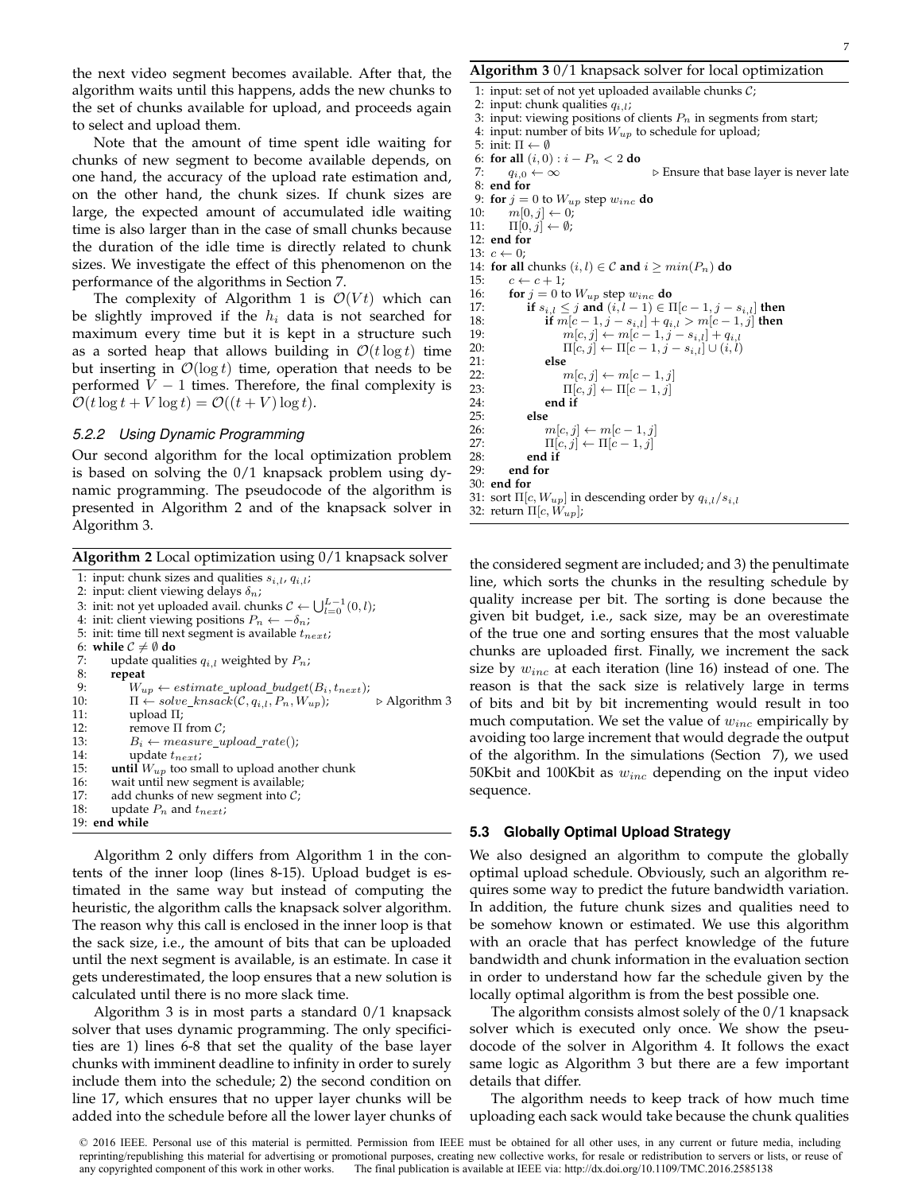the next video segment becomes available. After that, the algorithm waits until this happens, adds the new chunks to the set of chunks available for upload, and proceeds again to select and upload them.

Note that the amount of time spent idle waiting for chunks of new segment to become available depends, on one hand, the accuracy of the upload rate estimation and, on the other hand, the chunk sizes. If chunk sizes are large, the expected amount of accumulated idle waiting time is also larger than in the case of small chunks because the duration of the idle time is directly related to chunk sizes. We investigate the effect of this phenomenon on the performance of the algorithms in Section 7.

The complexity of Algorithm 1 is $\mathcal{O}(Vt)$ which can be slightly improved if the $h_i$ data is not searched for maximum every time but it is kept in a structure such as a sorted heap that allows building in $\mathcal{O}(t \log t)$ time but inserting in $\mathcal{O}(\log t)$ time, operation that needs to be performed $V-1$ times. Therefore, the final complexity is $\mathcal{O}(t \log t + V \log t) = \mathcal{O}((t+V)\log t)$.

#### *5.2.2 Using Dynamic Programming*

Our second algorithm for the local optimization problem is based on solving the 0/1 knapsack problem using dynamic programming. The pseudocode of the algorithm is presented in Algorithm 2 and of the knapsack solver in Algorithm 3.

**Algorithm 2** Local optimization using 0/1 knapsack solver

```
1:  input: chunk sizes and qualities s_{i,l}, q_{i,l};
2:  input: client viewing delays δ_n;
3:  init: not yet uploaded avail. chunks C ← ⋃_{l=0}^{L-1} (0, l);
4:  init: client viewing positions P_n ← −δ_n;
5:  init: time till next segment is available t_next;
6:  while C ≠ ∅ do
7:      update qualities q_{i,l} weighted by P_n;
8:      repeat
9:          W_up ← estimate_upload_budget(B_i, t_next);
10:         Π ← solve_knsack(C, q_{i,l}, P_n, W_up);      ▷ Algorithm 3
11:         upload Π;
12:         remove Π from C;
13:         B_i ← measure_upload_rate();
14:         update t_next;
15:     until W_up too small to upload another chunk
16:     wait until new segment is available;
17:     add chunks of new segment into C;
18:     update P_n and t_next;
19: end while
```

Algorithm 2 only differs from Algorithm 1 in the contents of the inner loop (lines 8-15). Upload budget is estimated in the same way but instead of computing the heuristic, the algorithm calls the knapsack solver algorithm. The reason why this call is enclosed in the inner loop is that the sack size, i.e., the amount of bits that can be uploaded until the next segment is available, is an estimate. In case it gets underestimated, the loop ensures that a new solution is calculated until there is no more slack time.

Algorithm 3 is in most parts a standard 0/1 knapsack solver that uses dynamic programming. The only specificities are 1) lines 6-8 that set the quality of the base layer chunks with imminent deadline to infinity in order to surely include them into the schedule; 2) the second condition on line 17, which ensures that no upper layer chunks will be added into the schedule before all the lower layer chunks of the considered segment are included; and 3) the penultimate line, which sorts the chunks in the resulting schedule by quality increase per bit. The sorting is done because the given bit budget, i.e., sack size, may be an overestimate of the true one and sorting ensures that the most valuable chunks are uploaded first. Finally, we increment the sack size by $w_{inc}$ at each iteration (line 16) instead of one. The reason is that the sack size is relatively large in terms of bits and bit by bit incrementing would result in too much computation. We set the value of $w_{inc}$ empirically by avoiding too large increment that would degrade the output of the algorithm. In the simulations (Section 7), we used 50Kbit and 100Kbit as $w_{inc}$ depending on the input video sequence.

**Algorithm 3** 0/1 knapsack solver for local optimization

```
1:  input: set of not yet uploaded available chunks C;
2:  input: chunk qualities q_{i,l};
3:  input: viewing positions of clients P_n in segments from start;
4:  input: number of bits W_up to schedule for upload;
5:  init: Π ← ∅
6:  for all (i, 0) : i − P_n < 2 do
7:      q_{i,0} ← ∞                 ▷ Ensure that base layer is never late
8:  end for
9:  for j = 0 to W_up step w_inc do
10:     m[0, j] ← 0;
11:     Π[0, j] ← ∅;
12: end for
13: c ← 0;
14: for all chunks (i, l) ∈ C and i ≥ min(P_n) do
15:     c ← c + 1;
16:     for j = 0 to W_up step w_inc do
17:         if s_{i,l} ≤ j and (i, l − 1) ∈ Π[c − 1, j − s_{i,l}] then
18:             if m[c − 1, j − s_{i,l}] + q_{i,l} > m[c − 1, j] then
19:                 m[c, j] ← m[c − 1, j − s_{i,l}] + q_{i,l}
20:                 Π[c, j] ← Π[c − 1, j − s_{i,l}] ∪ (i, l)
21:             else
22:                 m[c, j] ← m[c − 1, j]
23:                 Π[c, j] ← Π[c − 1, j]
24:             end if
25:         else
26:             m[c, j] ← m[c − 1, j]
27:             Π[c, j] ← Π[c − 1, j]
28:         end if
29:     end for
30: end for
31: sort Π[c, W_up] in descending order by q_{i,l}/s_{i,l}
32: return Π[c, W_up];
```

### 5.3 Globally Optimal Upload Strategy

We also designed an algorithm to compute the globally optimal upload schedule. Obviously, such an algorithm requires some way to predict the future bandwidth variation. In addition, the future chunk sizes and qualities need to be somehow known or estimated. We use this algorithm with an oracle that has perfect knowledge of the future bandwidth and chunk information in the evaluation section in order to understand how far the schedule given by the locally optimal algorithm is from the best possible one.

The algorithm consists almost solely of the 0/1 knapsack solver which is executed only once. We show the pseudocode of the solver in Algorithm 4. It follows the exact same logic as Algorithm 3 but there are a few important details that differ.

The algorithm needs to keep track of how much time uploading each sack would take because the chunk qualities

© 2016 IEEE. Personal use of this material is permitted. Permission from IEEE must be obtained for all other uses, in any current or future media, including reprinting/republishing this material for advertising or promotional purposes, creating new collective works, for resale or redistribution to servers or lists, or reuse of any copyrighted component of this work in other works. The final publication is available at IEEE via: http://dx.doi.org/10.1109/TMC.2016.2585138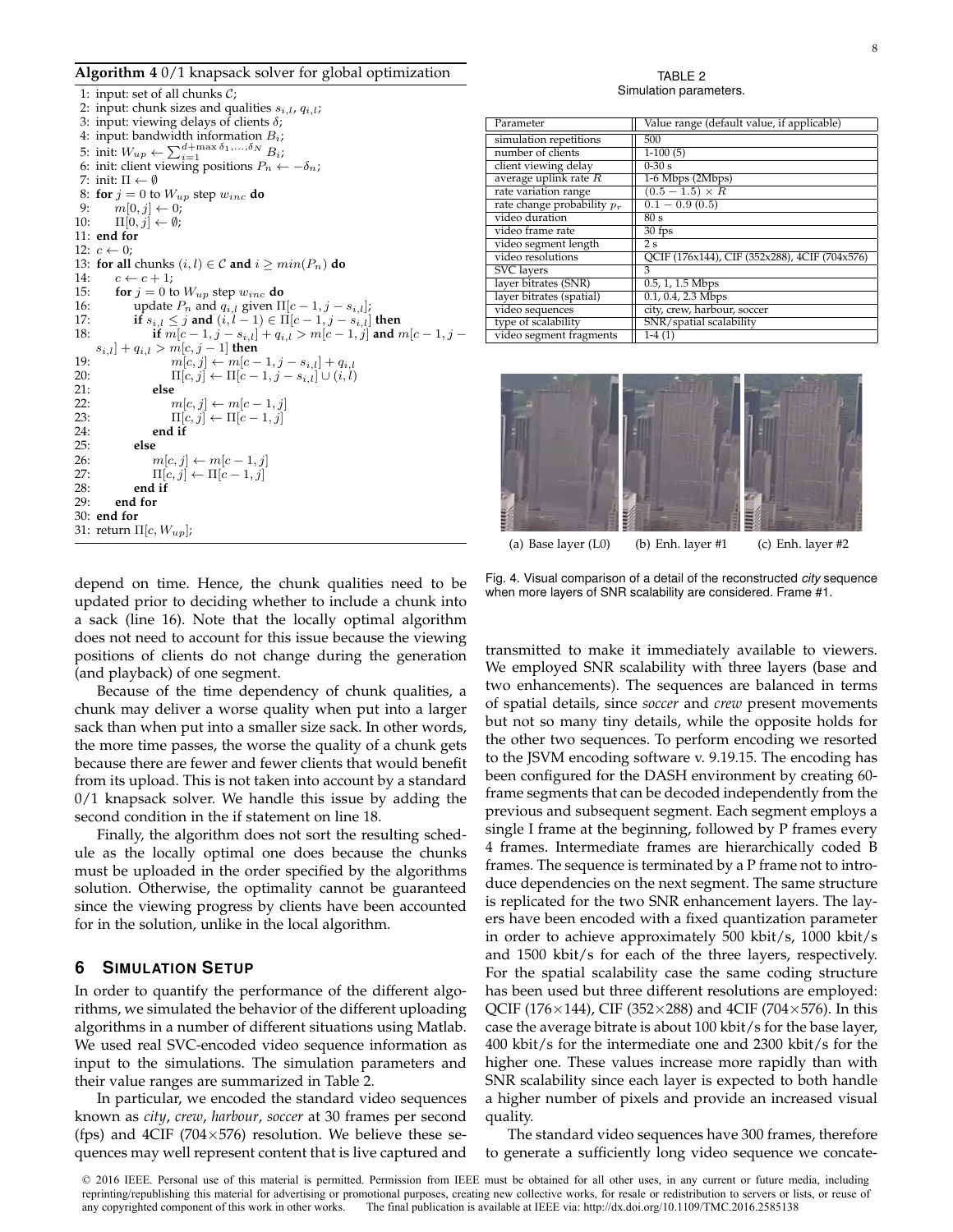**Algorithm 4** 0/1 knapsack solver for global optimization

```
1: input: set of all chunks C;
2: input: chunk sizes and qualities s_{i,l}, q_{i,l};
3: input: viewing delays of clients δ;
4: input: bandwidth information B_i;
5: init: W_up ← Σ_{i=1}^{d+max δ_1,...,δ_N} B_i;
6: init: client viewing positions P_n ← −δ_n;
7: init: Π ← ∅
8: for j = 0 to W_up step w_inc do
9:     m[0, j] ← 0;
10:    Π[0, j] ← ∅;
11: end for
12: c ← 0;
13: for all chunks (i, l) ∈ C and i ≥ min(P_n) do
14:     c ← c + 1;
15:     for j = 0 to W_up step w_inc do
16:         update P_n and q_{i,l} given Π[c − 1, j − s_{i,l}];
17:         if s_{i,l} ≤ j and (i, l − 1) ∈ Π[c − 1, j − s_{i,l}] then
18:             if m[c − 1, j − s_{i,l}] + q_{i,l} > m[c − 1, j] and m[c − 1, j − s_{i,l}] + q_{i,l} > m[c, j − 1] then
19:                 m[c, j] ← m[c − 1, j − s_{i,l}] + q_{i,l}
20:                 Π[c, j] ← Π[c − 1, j − s_{i,l}] ∪ (i, l)
21:             else
22:                 m[c, j] ← m[c − 1, j]
23:                 Π[c, j] ← Π[c − 1, j]
24:             end if
25:         else
26:             m[c, j] ← m[c − 1, j]
27:             Π[c, j] ← Π[c − 1, j]
28:         end if
29:     end for
30: end for
31: return Π[c, W_up];
```

depend on time. Hence, the chunk qualities need to be updated prior to deciding whether to include a chunk into a sack (line 16). Note that the locally optimal algorithm does not need to account for this issue because the viewing positions of clients do not change during the generation (and playback) of one segment.

Because of the time dependency of chunk qualities, a chunk may deliver a worse quality when put into a larger sack than when put into a smaller size sack. In other words, the more time passes, the worse the quality of a chunk gets because there are fewer and fewer clients that would benefit from its upload. This is not taken into account by a standard 0/1 knapsack solver. We handle this issue by adding the second condition in the if statement on line 18.

Finally, the algorithm does not sort the resulting schedule as the locally optimal one does because the chunks must be uploaded in the order specified by the algorithms solution. Otherwise, the optimality cannot be guaranteed since the viewing progress by clients have been accounted for in the solution, unlike in the local algorithm.

## 6 Simulation Setup

In order to quantify the performance of the different algorithms, we simulated the behavior of the different uploading algorithms in a number of different situations using Matlab. We used real SVC-encoded video sequence information as input to the simulations. The simulation parameters and their value ranges are summarized in Table 2.

In particular, we encoded the standard video sequences known as *city*, *crew*, *harbour*, *soccer* at 30 frames per second (fps) and 4CIF (704×576) resolution. We believe these sequences may well represent content that is live captured and transmitted to make it immediately available to viewers. We employed SNR scalability with three layers (base and two enhancements). The sequences are balanced in terms of spatial details, since *soccer* and *crew* present movements but not so many tiny details, while the opposite holds for the other two sequences. To perform encoding we resorted to the JSVM encoding software v. 9.19.15. The encoding has been configured for the DASH environment by creating 60-frame segments that can be decoded independently from the previous and subsequent segment. Each segment employs a single I frame at the beginning, followed by P frames every 4 frames. Intermediate frames are hierarchically coded B frames. The sequence is terminated by a P frame not to introduce dependencies on the next segment. The same structure is replicated for the two SNR enhancement layers. The layers have been encoded with a fixed quantization parameter in order to achieve approximately 500 kbit/s, 1000 kbit/s and 1500 kbit/s for each of the three layers, respectively. For the spatial scalability case the same coding structure has been used but three different resolutions are employed: QCIF (176×144), CIF (352×288) and 4CIF (704×576). In this case the average bitrate is about 100 kbit/s for the base layer, 400 kbit/s for the intermediate one and 2300 kbit/s for the higher one. These values increase more rapidly than with SNR scalability since each layer is expected to both handle a higher number of pixels and provide an increased visual quality.

The standard video sequences have 300 frames, therefore to generate a sufficiently long video sequence we concate-

TABLE 2
Simulation parameters.

| Parameter | Value range (default value, if applicable) |
|---|---|
| simulation repetitions | 500 |
| number of clients | 1-100 (5) |
| client viewing delay | 0-30 s |
| average uplink rate $R$ | 1-6 Mbps (2Mbps) |
| rate variation range | $(0.5 - 1.5) \times R$ |
| rate change probability $p_r$ | $0.1 - 0.9$ (0.5) |
| video duration | 80 s |
| video frame rate | 30 fps |
| video segment length | 2 s |
| video resolutions | QCIF (176x144), CIF (352x288), 4CIF (704x576) |
| SVC layers | 3 |
| layer bitrates (SNR) | 0.5, 1, 1.5 Mbps |
| layer bitrates (spatial) | 0.1, 0.4, 2.3 Mbps |
| video sequences | city, crew, harbour, soccer |
| type of scalability | SNR/spatial scalability |
| video segment fragments | 1-4 (1) |

(a) Base layer (L0) (b) Enh. layer #1 (c) Enh. layer #2

Fig. 4. Visual comparison of a detail of the reconstructed *city* sequence when more layers of SNR scalability are considered. Frame #1.

© 2016 IEEE. Personal use of this material is permitted. Permission from IEEE must be obtained for all other uses, in any current or future media, including reprinting/republishing this material for advertising or promotional purposes, creating new collective works, for resale or redistribution to servers or lists, or reuse of any copyrighted component of this work in other works. The final publication is available at IEEE via: http://dx.doi.org/10.1109/TMC.2016.2585138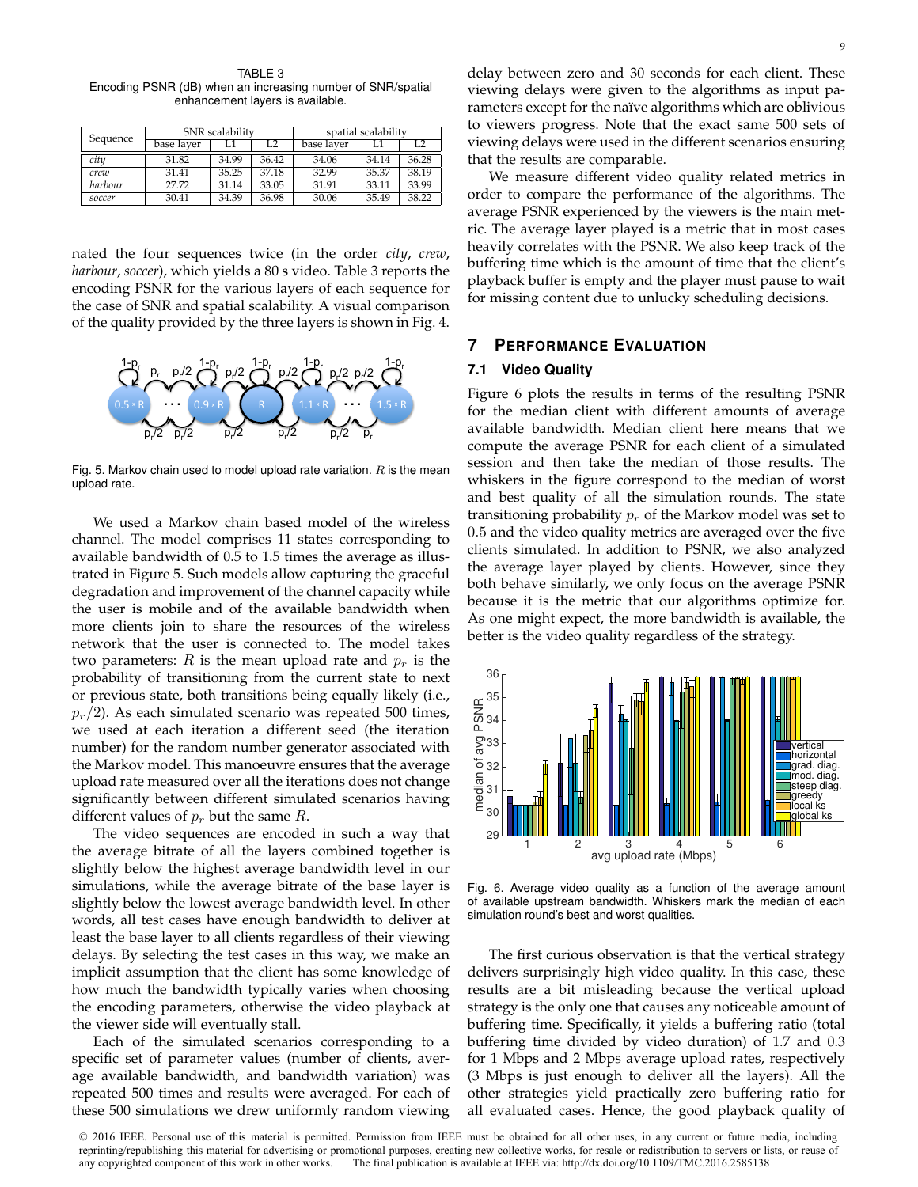TABLE 3
Encoding PSNR (dB) when an increasing number of SNR/spatial enhancement layers is available.

| Sequence | SNR scalability | | | spatial scalability | | |
|---|---|---|---|---|---|---|
| | base layer | L1 | L2 | base layer | L1 | L2 |
| *city* | 31.82 | 34.99 | 36.42 | 34.06 | 34.14 | 36.28 |
| *crew* | 31.41 | 35.25 | 37.18 | 32.99 | 35.37 | 38.19 |
| *harbour* | 27.72 | 31.14 | 33.05 | 31.91 | 33.11 | 33.99 |
| *soccer* | 30.41 | 34.39 | 36.98 | 30.06 | 35.49 | 38.22 |

nated the four sequences twice (in the order *city*, *crew*, *harbour*, *soccer*), which yields a 80 s video. Table 3 reports the encoding PSNR for the various layers of each sequence for the case of SNR and spatial scalability. A visual comparison of the quality provided by the three layers is shown in Fig. 4.

Fig. 5. Markov chain used to model upload rate variation. $R$ is the mean upload rate.

We used a Markov chain based model of the wireless channel. The model comprises 11 states corresponding to available bandwidth of 0.5 to 1.5 times the average as illustrated in Figure 5. Such models allow capturing the graceful degradation and improvement of the channel capacity while the user is mobile and of the available bandwidth when more clients join to share the resources of the wireless network that the user is connected to. The model takes two parameters: $R$ is the mean upload rate and $p_r$ is the probability of transitioning from the current state to next or previous state, both transitions being equally likely (i.e., $p_r/2$). As each simulated scenario was repeated 500 times, we used at each iteration a different seed (the iteration number) for the random number generator associated with the Markov model. This manoeuvre ensures that the average upload rate measured over all the iterations does not change significantly between different simulated scenarios having different values of $p_r$ but the same $R$.

The video sequences are encoded in such a way that the average bitrate of all the layers combined together is slightly below the highest average bandwidth level in our simulations, while the average bitrate of the base layer is slightly below the lowest average bandwidth level. In other words, all test cases have enough bandwidth to deliver at least the base layer to all clients regardless of their viewing delays. By selecting the test cases in this way, we make an implicit assumption that the client has some knowledge of how much the bandwidth typically varies when choosing the encoding parameters, otherwise the video playback at the viewer side will eventually stall.

Each of the simulated scenarios corresponding to a specific set of parameter values (number of clients, average available bandwidth, and bandwidth variation) was repeated 500 times and results were averaged. For each of these 500 simulations we drew uniformly random viewing delay between zero and 30 seconds for each client. These viewing delays were given to the algorithms as input parameters except for the naïve algorithms which are oblivious to viewers progress. Note that the exact same 500 sets of viewing delays were used in the different scenarios ensuring that the results are comparable.

We measure different video quality related metrics in order to compare the performance of the algorithms. The average PSNR experienced by the viewers is the main metric. The average layer played is a metric that in most cases heavily correlates with the PSNR. We also keep track of the buffering time which is the amount of time that the client's playback buffer is empty and the player must pause to wait for missing content due to unlucky scheduling decisions.

## 7 Performance Evaluation

### 7.1 Video Quality

Figure 6 plots the results in terms of the resulting PSNR for the median client with different amounts of average available bandwidth. Median client here means that we compute the average PSNR for each client of a simulated session and then take the median of those results. The whiskers in the figure correspond to the median of worst and best quality of all the simulation rounds. The state transitioning probability $p_r$ of the Markov model was set to 0.5 and the video quality metrics are averaged over the five clients simulated. In addition to PSNR, we also analyzed the average layer played by clients. However, since they both behave similarly, we only focus on the average PSNR because it is the metric that our algorithms optimize for. As one might expect, the more bandwidth is available, the better is the video quality regardless of the strategy.

Fig. 6. Average video quality as a function of the average amount of available upstream bandwidth. Whiskers mark the median of each simulation round's best and worst qualities.

The first curious observation is that the vertical strategy delivers surprisingly high video quality. In this case, these results are a bit misleading because the vertical upload strategy is the only one that causes any noticeable amount of buffering time. Specifically, it yields a buffering ratio (total buffering time divided by video duration) of 1.7 and 0.3 for 1 Mbps and 2 Mbps average upload rates, respectively (3 Mbps is just enough to deliver all the layers). All the other strategies yield practically zero buffering ratio for all evaluated cases. Hence, the good playback quality of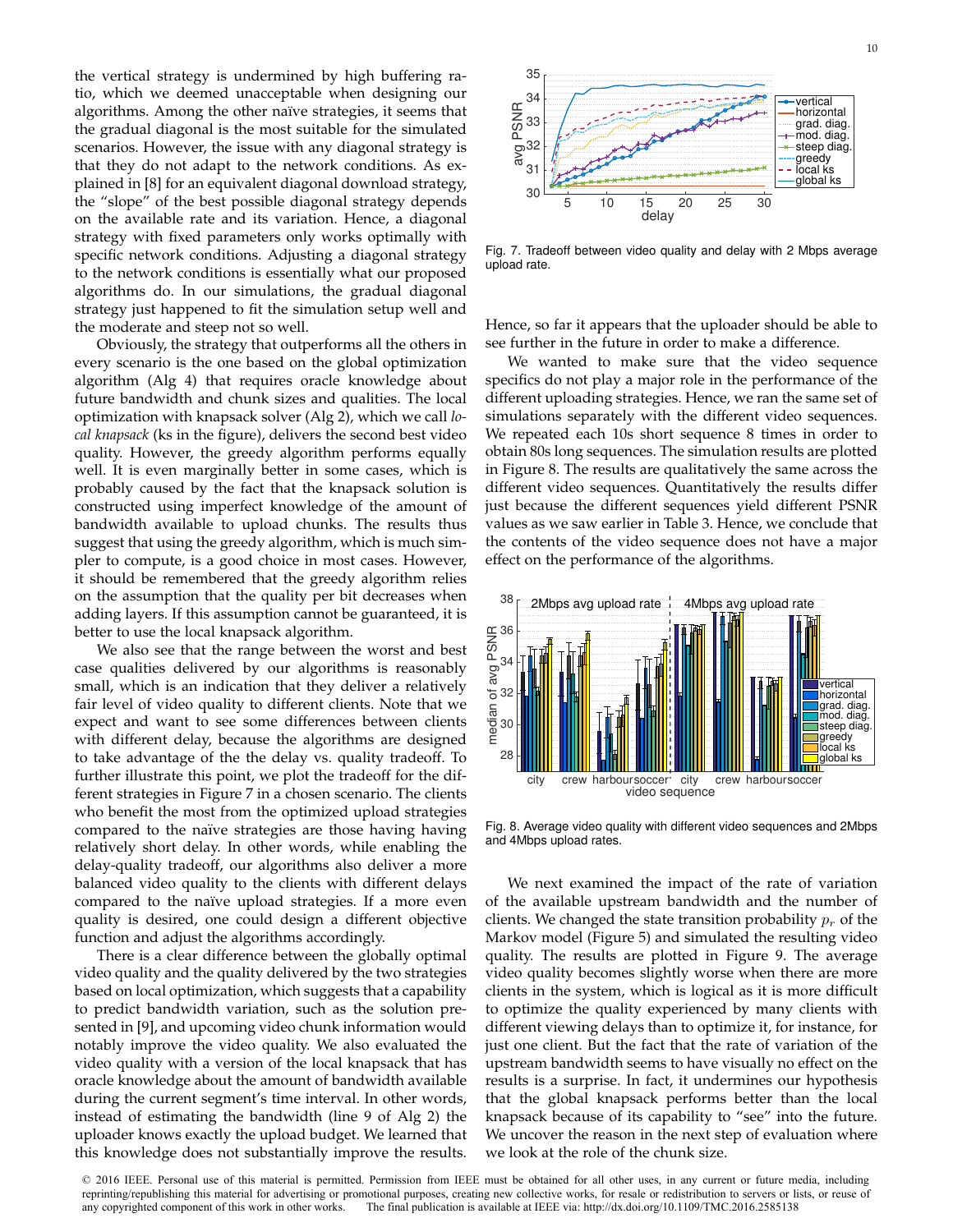the vertical strategy is undermined by high buffering ratio, which we deemed unacceptable when designing our algorithms. Among the other naïve strategies, it seems that the gradual diagonal is the most suitable for the simulated scenarios. However, the issue with any diagonal strategy is that they do not adapt to the network conditions. As explained in [8] for an equivalent diagonal download strategy, the "slope" of the best possible diagonal strategy depends on the available rate and its variation. Hence, a diagonal strategy with fixed parameters only works optimally with specific network conditions. Adjusting a diagonal strategy to the network conditions is essentially what our proposed algorithms do. In our simulations, the gradual diagonal strategy just happened to fit the simulation setup well and the moderate and steep not so well.

Obviously, the strategy that outperforms all the others in every scenario is the one based on the global optimization algorithm (Alg 4) that requires oracle knowledge about future bandwidth and chunk sizes and qualities. The local optimization with knapsack solver (Alg 2), which we call *local knapsack* (ks in the figure), delivers the second best video quality. However, the greedy algorithm performs equally well. It is even marginally better in some cases, which is probably caused by the fact that the knapsack solution is constructed using imperfect knowledge of the amount of bandwidth available to upload chunks. The results thus suggest that using the greedy algorithm, which is much simpler to compute, is a good choice in most cases. However, it should be remembered that the greedy algorithm relies on the assumption that the quality per bit decreases when adding layers. If this assumption cannot be guaranteed, it is better to use the local knapsack algorithm.

We also see that the range between the worst and best case qualities delivered by our algorithms is reasonably small, which is an indication that they deliver a relatively fair level of video quality to different clients. Note that we expect and want to see some differences between clients with different delay, because the algorithms are designed to take advantage of the the delay vs. quality tradeoff. To further illustrate this point, we plot the tradeoff for the different strategies in Figure 7 in a chosen scenario. The clients who benefit the most from the optimized upload strategies compared to the naïve strategies are those having relatively short delay. In other words, while enabling the delay-quality tradeoff, our algorithms also deliver a more balanced video quality to the clients with different delays compared to the naïve upload strategies. If a more even quality is desired, one could design a different objective function and adjust the algorithms accordingly.

There is a clear difference between the globally optimal video quality and the quality delivered by the two strategies based on local optimization, which suggests that a capability to predict bandwidth variation, such as the solution presented in [9], and upcoming video chunk information would notably improve the video quality. We also evaluated the video quality with a version of the local knapsack that has oracle knowledge about the amount of bandwidth available during the current segment's time interval. In other words, instead of estimating the bandwidth (line 9 of Alg 2) the uploader knows exactly the upload budget. We learned that this knowledge does not substantially improve the results.

Fig. 7. Tradeoff between video quality and delay with 2 Mbps average upload rate.

Hence, so far it appears that the uploader should be able to see further in the future in order to make a difference.

We wanted to make sure that the video sequence specifics do not play a major role in the performance of the different uploading strategies. Hence, we ran the same set of simulations separately with the different video sequences. We repeated each 10s short sequence 8 times in order to obtain 80s long sequences. The simulation results are plotted in Figure 8. The results are qualitatively the same across the different video sequences. Quantitatively the results differ just because the different sequences yield different PSNR values as we saw earlier in Table 3. Hence, we conclude that the contents of the video sequence does not have a major effect on the performance of the algorithms.

Fig. 8. Average video quality with different video sequences and 2Mbps and 4Mbps upload rates.

We next examined the impact of the rate of variation of the available upstream bandwidth and the number of clients. We changed the state transition probability $p_r$ of the Markov model (Figure 5) and simulated the resulting video quality. The results are plotted in Figure 9. The average video quality becomes slightly worse when there are more clients in the system, which is logical as it is more difficult to optimize the quality experienced by many clients with different viewing delays than to optimize it, for instance, for just one client. But the fact that the rate of variation of the upstream bandwidth seems to have visually no effect on the results is a surprise. In fact, it undermines our hypothesis that the global knapsack performs better than the local knapsack because of its capability to "see" into the future. We uncover the reason in the next step of evaluation where we look at the role of the chunk size.

© 2016 IEEE. Personal use of this material is permitted. Permission from IEEE must be obtained for all other uses, in any current or future media, including reprinting/republishing this material for advertising or promotional purposes, creating new collective works, for resale or redistribution to servers or lists, or reuse of any copyrighted component of this work in other works. The final publication is available at IEEE via: http://dx.doi.org/10.1109/TMC.2016.2585138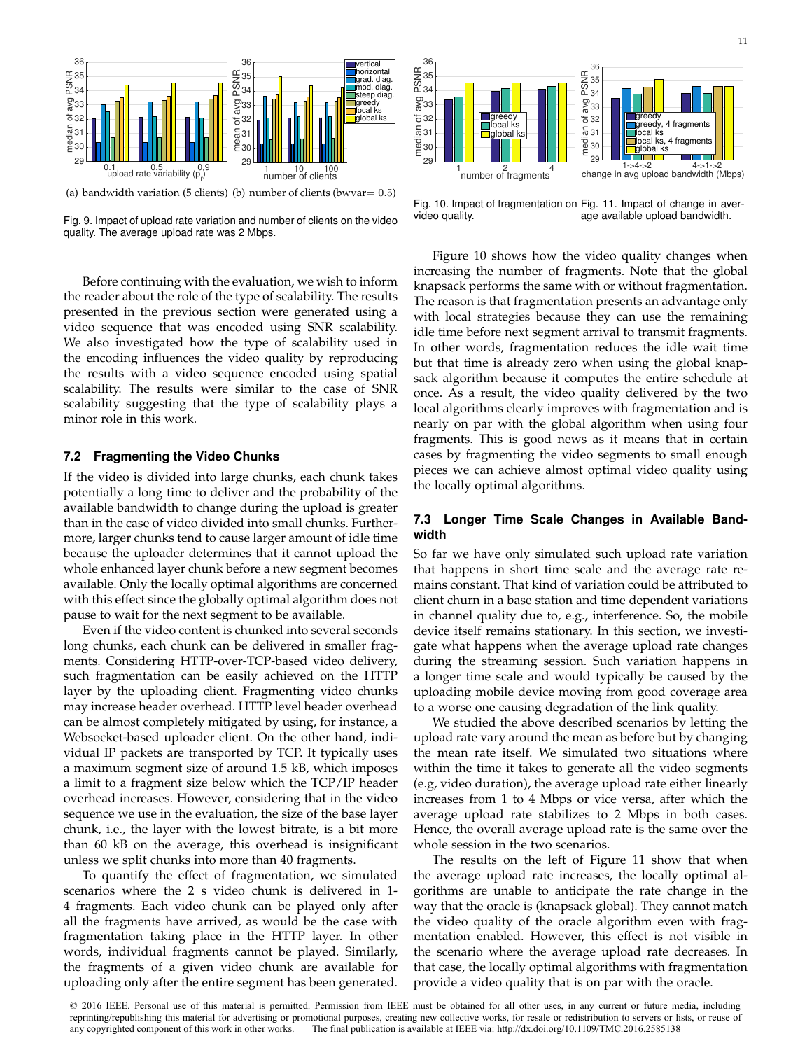(a) bandwidth variation (5 clients) (b) number of clients (bwvar= 0.5)

Fig. 9. Impact of upload rate variation and number of clients on the video quality. The average upload rate was 2 Mbps.

Fig. 10. Impact of fragmentation on video quality.

Fig. 11. Impact of change in average available upload bandwidth.

Before continuing with the evaluation, we wish to inform the reader about the role of the type of scalability. The results presented in the previous section were generated using a video sequence that was encoded using SNR scalability. We also investigated how the type of scalability used in the encoding influences the video quality by reproducing the results with a video sequence encoded using spatial scalability. The results were similar to the case of SNR scalability suggesting that the type of scalability plays a minor role in this work.

### 7.2 Fragmenting the Video Chunks

If the video is divided into large chunks, each chunk takes potentially a long time to deliver and the probability of the available bandwidth to change during the upload is greater than in the case of video divided into small chunks. Furthermore, larger chunks tend to cause larger amount of idle time because the uploader determines that it cannot upload the whole enhanced layer chunk before a new segment becomes available. Only the locally optimal algorithms are concerned with this effect since the globally optimal algorithm does not pause to wait for the next segment to be available.

Even if the video content is chunked into several seconds long chunks, each chunk can be delivered in smaller fragments. Considering HTTP-over-TCP-based video delivery, such fragmentation can be easily achieved on the HTTP layer by the uploading client. Fragmenting video chunks may increase header overhead. HTTP level header overhead can be almost completely mitigated by using, for instance, a Websocket-based uploader client. On the other hand, individual IP packets are transported by TCP. It typically uses a maximum segment size of around 1.5 kB, which imposes a limit to a fragment size below which the TCP/IP header overhead increases. However, considering that in the video sequence we use in the evaluation, the size of the base layer chunk, i.e., the layer with the lowest bitrate, is a bit more than 60 kB on the average, this overhead is insignificant unless we split chunks into more than 40 fragments.

To quantify the effect of fragmentation, we simulated scenarios where the 2 s video chunk is delivered in 1-4 fragments. Each video chunk can be played only after all the fragments have arrived, as would be the case with fragmentation taking place in the HTTP layer. In other words, individual fragments cannot be played. Similarly, the fragments of a given video chunk are available for uploading only after the entire segment has been generated.

Figure 10 shows how the video quality changes when increasing the number of fragments. Note that the global knapsack performs the same with or without fragmentation. The reason is that fragmentation presents an advantage only with local strategies because they can use the remaining idle time before next segment arrival to transmit fragments. In other words, fragmentation reduces the idle wait time but that time is already zero when using the global knapsack algorithm because it computes the entire schedule at once. As a result, the video quality delivered by the two local algorithms clearly improves with fragmentation and is nearly on par with the global algorithm when using four fragments. This is good news as it means that in certain cases by fragmenting the video segments to small enough pieces we can achieve almost optimal video quality using the locally optimal algorithms.

### 7.3 Longer Time Scale Changes in Available Bandwidth

So far we have only simulated such upload rate variation that happens in short time scale and the average rate remains constant. That kind of variation could be attributed to client churn in a base station and time dependent variations in channel quality due to, e.g., interference. So, the mobile device itself remains stationary. In this section, we investigate what happens when the average upload rate changes during the streaming session. Such variation happens in a longer time scale and would typically be caused by the uploading mobile device moving from good coverage area to a worse one causing degradation of the link quality.

We studied the above described scenarios by letting the upload rate vary around the mean as before but by changing the mean rate itself. We simulated two situations where within the time it takes to generate all the video segments (e.g, video duration), the average upload rate either linearly increases from 1 to 4 Mbps or vice versa, after which the average upload rate stabilizes to 2 Mbps in both cases. Hence, the overall average upload rate is the same over the whole session in the two scenarios.

The results on the left of Figure 11 show that when the average upload rate increases, the locally optimal algorithms are unable to anticipate the rate change in the way that the oracle is (knapsack global). They cannot match the video quality of the oracle algorithm even with fragmentation enabled. However, this effect is not visible in the scenario where the average upload rate decreases. In that case, the locally optimal algorithms with fragmentation provide a video quality that is on par with the oracle.

© 2016 IEEE. Personal use of this material is permitted. Permission from IEEE must be obtained for all other uses, in any current or future media, including reprinting/republishing this material for advertising or promotional purposes, creating new collective works, for resale or redistribution to servers or lists, or reuse of any copyrighted component of this work in other works. The final publication is available at IEEE via: http://dx.doi.org/10.1109/TMC.2016.2585138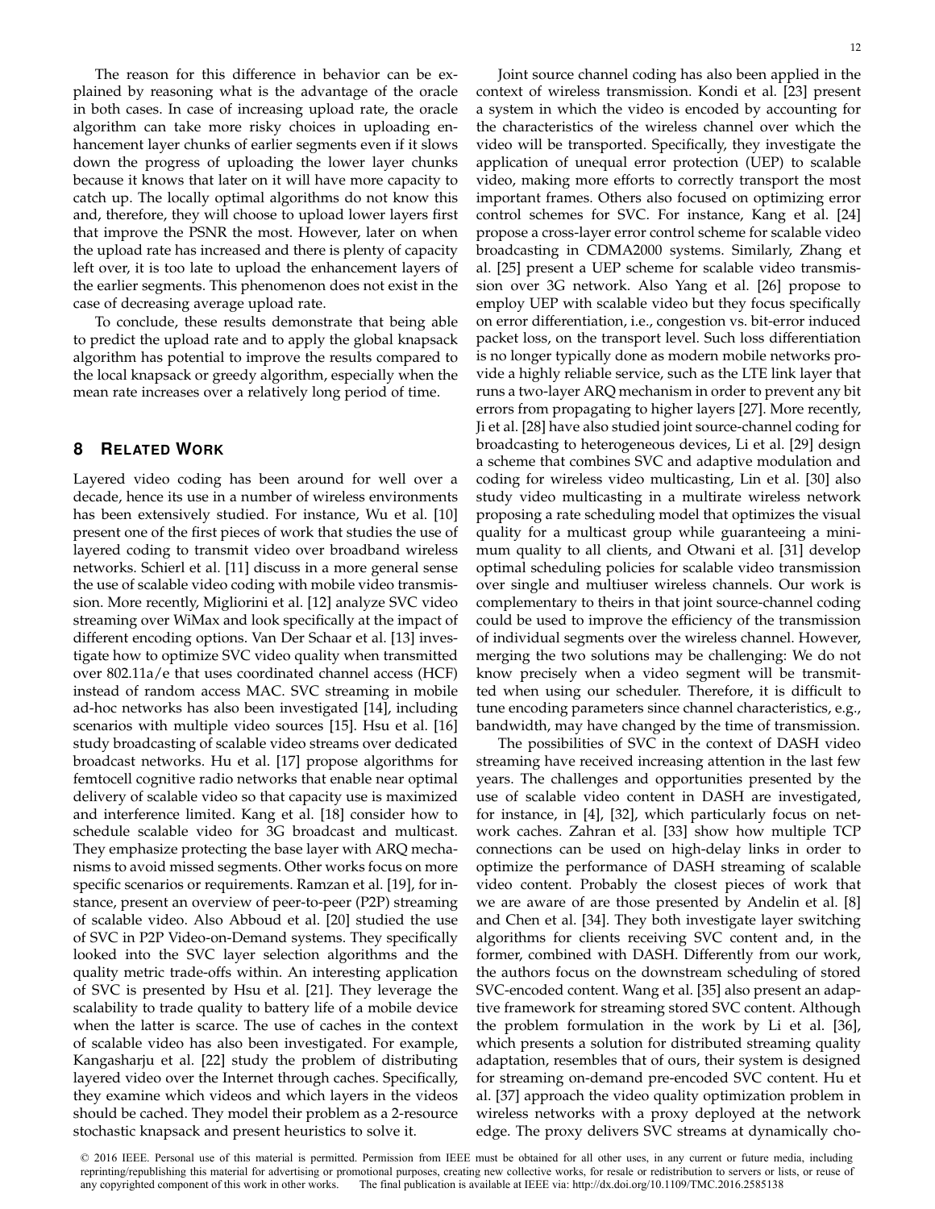The reason for this difference in behavior can be explained by reasoning what is the advantage of the oracle in both cases. In case of increasing upload rate, the oracle algorithm can take more risky choices in uploading enhancement layer chunks of earlier segments even if it slows down the progress of uploading the lower layer chunks because it knows that later on it will have more capacity to catch up. The locally optimal algorithms do not know this and, therefore, they will choose to upload lower layers first that improve the PSNR the most. However, later on when the upload rate has increased and there is plenty of capacity left over, it is too late to upload the enhancement layers of the earlier segments. This phenomenon does not exist in the case of decreasing average upload rate.

To conclude, these results demonstrate that being able to predict the upload rate and to apply the global knapsack algorithm has potential to improve the results compared to the local knapsack or greedy algorithm, especially when the mean rate increases over a relatively long period of time.

## 8 Related Work

Layered video coding has been around for well over a decade, hence its use in a number of wireless environments has been extensively studied. For instance, Wu et al. [10] present one of the first pieces of work that studies the use of layered coding to transmit video over broadband wireless networks. Schierl et al. [11] discuss in a more general sense the use of scalable video coding with mobile video transmission. More recently, Migliorini et al. [12] analyze SVC video streaming over WiMax and look specifically at the impact of different encoding options. Van Der Schaar et al. [13] investigate how to optimize SVC video quality when transmitted over 802.11a/e that uses coordinated channel access (HCF) instead of random access MAC. SVC streaming in mobile ad-hoc networks has also been investigated [14], including scenarios with multiple video sources [15]. Hsu et al. [16] study broadcasting of scalable video streams over dedicated broadcast networks. Hu et al. [17] propose algorithms for femtocell cognitive radio networks that enable near optimal delivery of scalable video so that capacity use is maximized and interference limited. Kang et al. [18] consider how to schedule scalable video for 3G broadcast and multicast. They emphasize protecting the base layer with ARQ mechanisms to avoid missed segments. Other works focus on more specific scenarios or requirements. Ramzan et al. [19], for instance, present an overview of peer-to-peer (P2P) streaming of scalable video. Also Abboud et al. [20] studied the use of SVC in P2P Video-on-Demand systems. They specifically looked into the SVC layer selection algorithms and the quality metric trade-offs within. An interesting application of SVC is presented by Hsu et al. [21]. They leverage the scalability to trade quality to battery life of a mobile device when the latter is scarce. The use of caches in the context of scalable video has also been investigated. For example, Kangasharju et al. [22] study the problem of distributing layered video over the Internet through caches. Specifically, they examine which videos and which layers in the videos should be cached. They model their problem as a 2-resource stochastic knapsack and present heuristics to solve it.

Joint source channel coding has also been applied in the context of wireless transmission. Kondi et al. [23] present a system in which the video is encoded by accounting for the characteristics of the wireless channel over which the video will be transported. Specifically, they investigate the application of unequal error protection (UEP) to scalable video, making more efforts to correctly transport the most important frames. Others also focused on optimizing error control schemes for SVC. For instance, Kang et al. [24] propose a cross-layer error control scheme for scalable video broadcasting in CDMA2000 systems. Similarly, Zhang et al. [25] present a UEP scheme for scalable video transmission over 3G network. Also Yang et al. [26] propose to employ UEP with scalable video but they focus specifically on error differentiation, i.e., congestion vs. bit-error induced packet loss, on the transport level. Such loss differentiation is no longer typically done as modern mobile networks provide a highly reliable service, such as the LTE link layer that runs a two-layer ARQ mechanism in order to prevent any bit errors from propagating to higher layers [27]. More recently, Ji et al. [28] have also studied joint source-channel coding for broadcasting to heterogeneous devices, Li et al. [29] design a scheme that combines SVC and adaptive modulation and coding for wireless video multicasting, Lin et al. [30] also study video multicasting in a multirate wireless network proposing a rate scheduling model that optimizes the visual quality for a multicast group while guaranteeing a minimum quality to all clients, and Otwani et al. [31] develop optimal scheduling policies for scalable video transmission over single and multiuser wireless channels. Our work is complementary to theirs in that joint source-channel coding could be used to improve the efficiency of the transmission of individual segments over the wireless channel. However, merging the two solutions may be challenging: We do not know precisely when a video segment will be transmitted when using our scheduler. Therefore, it is difficult to tune encoding parameters since channel characteristics, e.g., bandwidth, may have changed by the time of transmission.

The possibilities of SVC in the context of DASH video streaming have received increasing attention in the last few years. The challenges and opportunities presented by the use of scalable video content in DASH are investigated, for instance, in [4], [32], which particularly focus on network caches. Zahran et al. [33] show how multiple TCP connections can be used on high-delay links in order to optimize the performance of DASH streaming of scalable video content. Probably the closest pieces of work that we are aware of are those presented by Andelin et al. [8] and Chen et al. [34]. They both investigate layer switching algorithms for clients receiving SVC content and, in the former, combined with DASH. Differently from our work, the authors focus on the downstream scheduling of stored SVC-encoded content. Wang et al. [35] also present an adaptive framework for streaming stored SVC content. Although the problem formulation in the work by Li et al. [36], which presents a solution for distributed streaming quality adaptation, resembles that of ours, their system is designed for streaming on-demand pre-encoded SVC content. Hu et al. [37] approach the video quality optimization problem in wireless networks with a proxy deployed at the network edge. The proxy delivers SVC streams at dynamically cho-

© 2016 IEEE. Personal use of this material is permitted. Permission from IEEE must be obtained for all other uses, in any current or future media, including reprinting/republishing this material for advertising or promotional purposes, creating new collective works, for resale or redistribution to servers or lists, or reuse of any copyrighted component of this work in other works. The final publication is available at IEEE via: http://dx.doi.org/10.1109/TMC.2016.2585138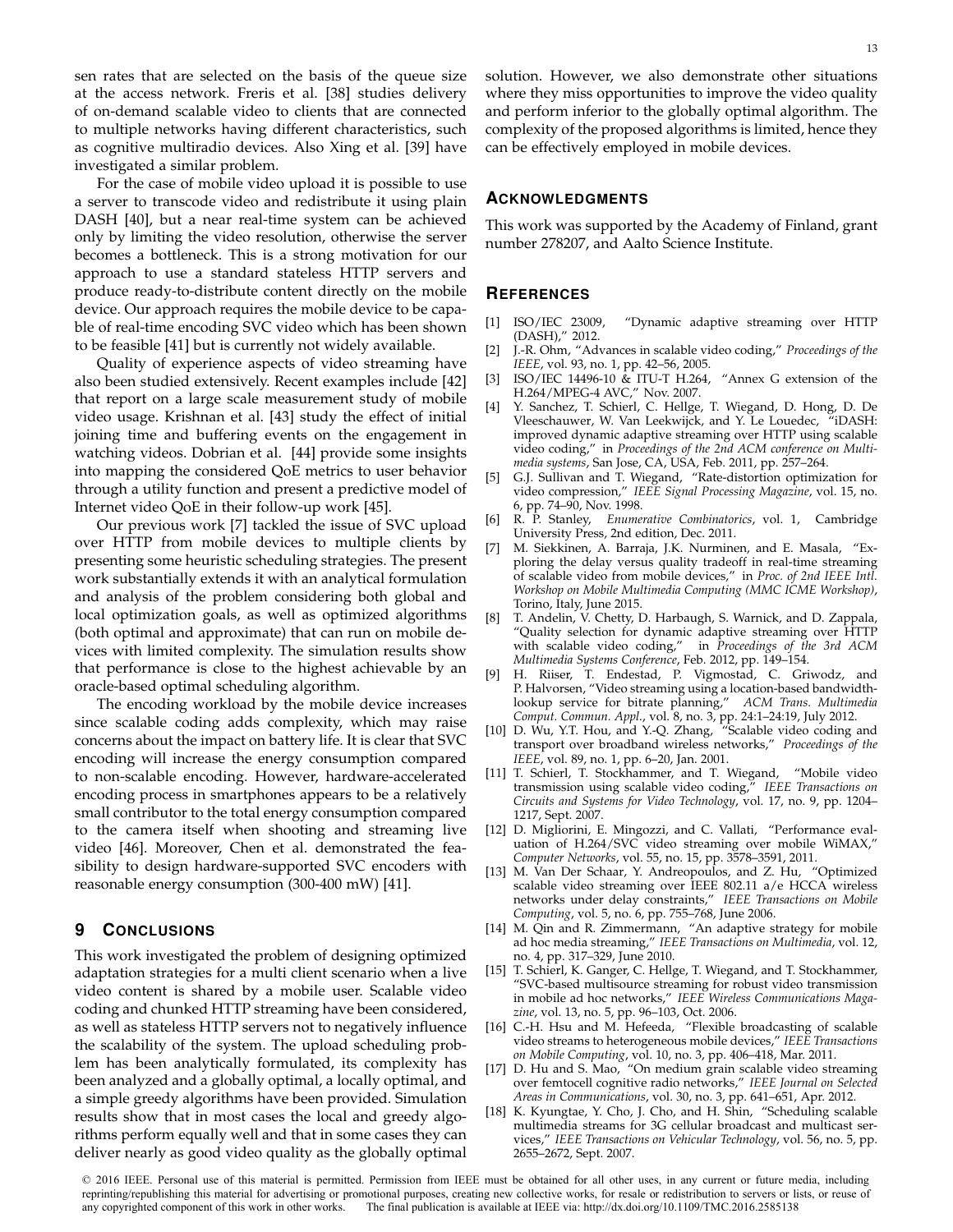sen rates that are selected on the basis of the queue size at the access network. Freris et al. [38] studies delivery of on-demand scalable video to clients that are connected to multiple networks having different characteristics, such as cognitive multiradio devices. Also Xing et al. [39] have investigated a similar problem.

For the case of mobile video upload it is possible to use a server to transcode video and redistribute it using plain DASH [40], but a near real-time system can be achieved only by limiting the video resolution, otherwise the server becomes a bottleneck. This is a strong motivation for our approach to use a standard stateless HTTP servers and produce ready-to-distribute content directly on the mobile device. Our approach requires the mobile device to be capable of real-time encoding SVC video which has been shown to be feasible [41] but is currently not widely available.

Quality of experience aspects of video streaming have also been studied extensively. Recent examples include [42] that report on a large scale measurement study of mobile video usage. Krishnan et al. [43] study the effect of initial joining time and buffering events on the engagement in watching videos. Dobrian et al. [44] provide some insights into mapping the considered QoE metrics to user behavior through a utility function and present a predictive model of Internet video QoE in their follow-up work [45].

Our previous work [7] tackled the issue of SVC upload over HTTP from mobile devices to multiple clients by presenting some heuristic scheduling strategies. The present work substantially extends it with an analytical formulation and analysis of the problem considering both global and local optimization goals, as well as optimized algorithms (both optimal and approximate) that can run on mobile devices with limited complexity. The simulation results show that performance is close to the highest achievable by an oracle-based optimal scheduling algorithm.

The encoding workload by the mobile device increases since scalable coding adds complexity, which may raise concerns about the impact on battery life. It is clear that SVC encoding will increase the energy consumption compared to non-scalable encoding. However, hardware-accelerated encoding process in smartphones appears to be a relatively small contributor to the total energy consumption compared to the camera itself when shooting and streaming live video [46]. Moreover, Chen et al. demonstrated the feasibility to design hardware-supported SVC encoders with reasonable energy consumption (300-400 mW) [41].

## 9 Conclusions

This work investigated the problem of designing optimized adaptation strategies for a multi client scenario when a live video content is shared by a mobile user. Scalable video coding and chunked HTTP streaming have been considered, as well as stateless HTTP servers not to negatively influence the scalability of the system. The upload scheduling problem has been analytically formulated, its complexity has been analyzed and a globally optimal, a locally optimal, and a simple greedy algorithms have been provided. Simulation results show that in most cases the local and greedy algorithms perform equally well and that in some cases they can deliver nearly as good video quality as the globally optimal solution. However, we also demonstrate other situations where they miss opportunities to improve the video quality and perform inferior to the globally optimal algorithm. The complexity of the proposed algorithms is limited, hence they can be effectively employed in mobile devices.

## Acknowledgments

This work was supported by the Academy of Finland, grant number 278207, and Aalto Science Institute.

## References

[1] ISO/IEC 23009, "Dynamic adaptive streaming over HTTP (DASH)," 2012.

[2] J.-R. Ohm, "Advances in scalable video coding," *Proceedings of the IEEE*, vol. 93, no. 1, pp. 42–56, 2005.

[3] ISO/IEC 14496-10 & ITU-T H.264, "Annex G extension of the H.264/MPEG-4 AVC," Nov. 2007.

[4] Y. Sanchez, T. Schierl, C. Hellge, T. Wiegand, D. Hong, D. De Vleeschauwer, W. Van Leekwijck, and Y. Le Louedec, "iDASH: improved dynamic adaptive streaming over HTTP using scalable video coding," in *Proceedings of the 2nd ACM conference on Multimedia systems*, San Jose, CA, USA, Feb. 2011, pp. 257–264.

[5] G.J. Sullivan and T. Wiegand, "Rate-distortion optimization for video compression," *IEEE Signal Processing Magazine*, vol. 15, no. 6, pp. 74–90, Nov. 1998.

[6] R. P. Stanley, *Enumerative Combinatorics*, vol. 1, Cambridge University Press, 2nd edition, Dec. 2011.

[7] M. Siekkinen, A. Barraja, J.K. Nurminen, and E. Masala, "Exploring the delay versus quality tradeoff in real-time streaming of scalable video from mobile devices," in *Proc. of 2nd IEEE Intl. Workshop on Mobile Multimedia Computing (MMC ICME Workshop)*, Torino, Italy, June 2015.

[8] T. Andelin, V. Chetty, D. Harbaugh, S. Warnick, and D. Zappala, "Quality selection for dynamic adaptive streaming over HTTP with scalable video coding," in *Proceedings of the 3rd ACM Multimedia Systems Conference*, Feb. 2012, pp. 149–154.

[9] H. Riiser, T. Endestad, P. Vigmostad, C. Griwodz, and P. Halvorsen, "Video streaming using a location-based bandwidth-lookup service for bitrate planning," *ACM Trans. Multimedia Comput. Commun. Appl.*, vol. 8, no. 3, pp. 24:1–24:19, July 2012.

[10] D. Wu, Y.T. Hou, and Y.-Q. Zhang, "Scalable video coding and transport over broadband wireless networks," *Proceedings of the IEEE*, vol. 89, no. 1, pp. 6–20, Jan. 2001.

[11] T. Schierl, T. Stockhammer, and T. Wiegand, "Mobile video transmission using scalable video coding," *IEEE Transactions on Circuits and Systems for Video Technology*, vol. 17, no. 9, pp. 1204–1217, Sept. 2007.

[12] D. Migliorini, E. Mingozzi, and C. Vallati, "Performance evaluation of H.264/SVC video streaming over mobile WiMAX," *Computer Networks*, vol. 55, no. 15, pp. 3578–3591, 2011.

[13] M. Van Der Schaar, Y. Andreopoulos, and Z. Hu, "Optimized scalable video streaming over IEEE 802.11 a/e HCCA wireless networks under delay constraints," *IEEE Transactions on Mobile Computing*, vol. 5, no. 6, pp. 755–768, June 2006.

[14] M. Qin and R. Zimmermann, "An adaptive strategy for mobile ad hoc media streaming," *IEEE Transactions on Multimedia*, vol. 12, no. 4, pp. 317–329, June 2010.

[15] T. Schierl, K. Ganger, C. Hellge, T. Wiegand, and T. Stockhammer, "SVC-based multisource streaming for robust video transmission in mobile ad hoc networks," *IEEE Wireless Communications Magazine*, vol. 13, no. 5, pp. 96–103, Oct. 2006.

[16] C.-H. Hsu and M. Hefeeda, "Flexible broadcasting of scalable video streams to heterogeneous mobile devices," *IEEE Transactions on Mobile Computing*, vol. 10, no. 3, pp. 406–418, Mar. 2011.

[17] D. Hu and S. Mao, "On medium grain scalable video streaming over femtocell cognitive radio networks," *IEEE Journal on Selected Areas in Communications*, vol. 30, no. 3, pp. 641–651, Apr. 2012.

[18] K. Kyungtae, Y. Cho, J. Cho, and H. Shin, "Scheduling scalable multimedia streams for 3G cellular broadcast and multicast services," *IEEE Transactions on Vehicular Technology*, vol. 56, no. 5, pp. 2655–2672, Sept. 2007.

© 2016 IEEE. Personal use of this material is permitted. Permission from IEEE must be obtained for all other uses, in any current or future media, including reprinting/republishing this material for advertising or promotional purposes, creating new collective works, for resale or redistribution to servers or lists, or reuse of any copyrighted component of this work in other works. The final publication is available at IEEE via: http://dx.doi.org/10.1109/TMC.2016.2585138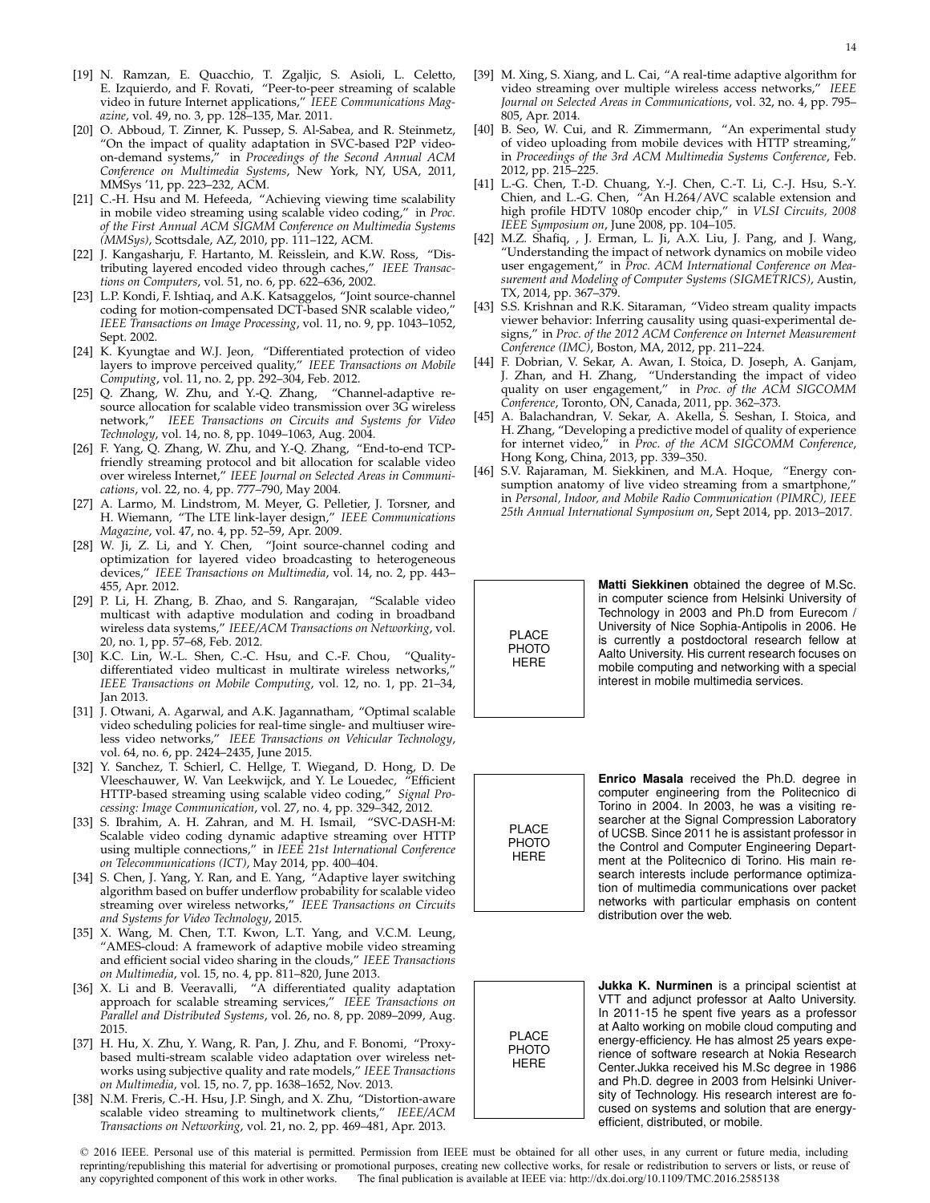[19] N. Ramzan, E. Quacchio, T. Zgaljic, S. Asioli, L. Celetto, E. Izquierdo, and F. Rovati, "Peer-to-peer streaming of scalable video in future Internet applications," *IEEE Communications Magazine*, vol. 49, no. 3, pp. 128–135, Mar. 2011.

[20] O. Abboud, T. Zinner, K. Pussep, S. Al-Sabea, and R. Steinmetz, "On the impact of quality adaptation in SVC-based P2P video-on-demand systems," in *Proceedings of the Second Annual ACM Conference on Multimedia Systems*, New York, NY, USA, 2011, MMSys '11, pp. 223–232, ACM.

[21] C.-H. Hsu and M. Hefeeda, "Achieving viewing time scalability in mobile video streaming using scalable video coding," in *Proc. of the First Annual ACM SIGMM Conference on Multimedia Systems (MMSys)*, Scottsdale, AZ, 2010, pp. 111–122, ACM.

[22] J. Kangasharju, F. Hartanto, M. Reisslein, and K.W. Ross, "Distributing layered encoded video through caches," *IEEE Transactions on Computers*, vol. 51, no. 6, pp. 622–636, 2002.

[23] L.P. Kondi, F. Ishtiaq, and A.K. Katsaggelos, "Joint source-channel coding for motion-compensated DCT-based SNR scalable video," *IEEE Transactions on Image Processing*, vol. 11, no. 9, pp. 1043–1052, Sept. 2002.

[24] K. Kyungtae and W.J. Jeon, "Differentiated protection of video layers to improve perceived quality," *IEEE Transactions on Mobile Computing*, vol. 11, no. 2, pp. 292–304, Feb. 2012.

[25] Q. Zhang, W. Zhu, and Y.-Q. Zhang, "Channel-adaptive resource allocation for scalable video transmission over 3G wireless network," *IEEE Transactions on Circuits and Systems for Video Technology*, vol. 14, no. 8, pp. 1049–1063, Aug. 2004.

[26] F. Yang, Q. Zhang, W. Zhu, and Y.-Q. Zhang, "End-to-end TCP-friendly streaming protocol and bit allocation for scalable video over wireless Internet," *IEEE Journal on Selected Areas in Communications*, vol. 22, no. 4, pp. 777–790, May 2004.

[27] A. Larmo, M. Lindstrom, M. Meyer, G. Pelletier, J. Torsner, and H. Wiemann, "The LTE link-layer design," *IEEE Communications Magazine*, vol. 47, no. 4, pp. 52–59, Apr. 2009.

[28] W. Ji, Z. Li, and Y. Chen, "Joint source-channel coding and optimization for layered video broadcasting to heterogeneous devices," *IEEE Transactions on Multimedia*, vol. 14, no. 2, pp. 443–455, Apr. 2012.

[29] P. Li, H. Zhang, B. Zhao, and S. Rangarajan, "Scalable video multicast with adaptive modulation and coding in broadband wireless data systems," *IEEE/ACM Transactions on Networking*, vol. 20, no. 1, pp. 57–68, Feb. 2012.

[30] K.C. Lin, W.-L. Shen, C.-C. Hsu, and C.-F. Chou, "Quality-differentiated video multicast in multirate wireless networks," *IEEE Transactions on Mobile Computing*, vol. 12, no. 1, pp. 21–34, Jan 2013.

[31] J. Otwani, A. Agarwal, and A.K. Jagannatham, "Optimal scalable video scheduling policies for real-time single- and multiuser wireless video networks," *IEEE Transactions on Vehicular Technology*, vol. 64, no. 6, pp. 2424–2435, June 2015.

[32] Y. Sanchez, T. Schierl, C. Hellge, T. Wiegand, D. Hong, D. De Vleeschauwer, W. Van Leekwijck, and Y. Le Louedec, "Efficient HTTP-based streaming using scalable video coding," *Signal Processing: Image Communication*, vol. 27, no. 4, pp. 329–342, 2012.

[33] S. Ibrahim, A. H. Zahran, and M. H. Ismail, "SVC-DASH-M: Scalable video coding dynamic adaptive streaming over HTTP using multiple connections," in *IEEE 21st International Conference on Telecommunications (ICT)*, May 2014, pp. 400–404.

[34] S. Chen, J. Yang, Y. Ran, and E. Yang, "Adaptive layer switching algorithm based on buffer underflow probability for scalable video streaming over wireless networks," *IEEE Transactions on Circuits and Systems for Video Technology*, 2015.

[35] X. Wang, M. Chen, T.T. Kwon, L.T. Yang, and V.C.M. Leung, "AMES-cloud: A framework of adaptive mobile video streaming and efficient social video sharing in the clouds," *IEEE Transactions on Multimedia*, vol. 15, no. 4, pp. 811–820, June 2013.

[36] X. Li and B. Veeravalli, "A differentiated quality adaptation approach for scalable streaming services," *IEEE Transactions on Parallel and Distributed Systems*, vol. 26, no. 8, pp. 2089–2099, Aug. 2015.

[37] H. Hu, X. Zhu, Y. Wang, R. Pan, J. Zhu, and F. Bonomi, "Proxy-based multi-stream scalable video adaptation over wireless networks using subjective quality and rate models," *IEEE Transactions on Multimedia*, vol. 15, no. 7, pp. 1638–1652, Nov. 2013.

[38] N.M. Freris, C.-H. Hsu, J.P. Singh, and X. Zhu, "Distortion-aware scalable video streaming to multinetwork clients," *IEEE/ACM Transactions on Networking*, vol. 21, no. 2, pp. 469–481, Apr. 2013.

[39] M. Xing, S. Xiang, and L. Cai, "A real-time adaptive algorithm for video streaming over multiple wireless access networks," *IEEE Journal on Selected Areas in Communications*, vol. 32, no. 4, pp. 795–805, Apr. 2014.

[40] B. Seo, W. Cui, and R. Zimmermann, "An experimental study of video uploading from mobile devices with HTTP streaming," in *Proceedings of the 3rd ACM Multimedia Systems Conference*, Feb. 2012, pp. 215–225.

[41] L.-G. Chen, T.-D. Chuang, Y.-J. Chen, C.-T. Li, C.-J. Hsu, S.-Y. Chien, and L.-G. Chen, "An H.264/AVC scalable extension and high profile HDTV 1080p encoder chip," in *VLSI Circuits, 2008 IEEE Symposium on*, June 2008, pp. 104–105.

[42] M.Z. Shafiq, , J. Erman, L. Ji, A.X. Liu, J. Pang, and J. Wang, "Understanding the impact of network dynamics on mobile video user engagement," in *Proc. ACM International Conference on Measurement and Modeling of Computer Systems (SIGMETRICS)*, Austin, TX, 2014, pp. 367–379.

[43] S.S. Krishnan and R.K. Sitaraman, "Video stream quality impacts viewer behavior: Inferring causality using quasi-experimental designs," in *Proc. of the 2012 ACM Conference on Internet Measurement Conference (IMC)*, Boston, MA, 2012, pp. 211–224.

[44] F. Dobrian, V. Sekar, A. Awan, I. Stoica, D. Joseph, A. Ganjam, J. Zhan, and H. Zhang, "Understanding the impact of video quality on user engagement," in *Proc. of the ACM SIGCOMM Conference*, Toronto, ON, Canada, 2011, pp. 362–373.

[45] A. Balachandran, V. Sekar, A. Akella, S. Seshan, I. Stoica, and H. Zhang, "Developing a predictive model of quality of experience for internet video," in *Proc. of the ACM SIGCOMM Conference*, Hong Kong, China, 2013, pp. 339–350.

[46] S.V. Rajaraman, M. Siekkinen, and M.A. Hoque, "Energy consumption anatomy of live video streaming from a smartphone," in *Personal, Indoor, and Mobile Radio Communication (PIMRC), IEEE 25th Annual International Symposium on*, Sept 2014, pp. 2013–2017.

PLACE PHOTO HERE

**Matti Siekkinen** obtained the degree of M.Sc. in computer science from Helsinki University of Technology in 2003 and Ph.D from Eurecom / University of Nice Sophia-Antipolis in 2006. He is currently a postdoctoral research fellow at Aalto University. His current research focuses on mobile computing and networking with a special interest in mobile multimedia services.

PLACE PHOTO HERE

**Enrico Masala** received the Ph.D. degree in computer engineering from the Politecnico di Torino in 2004. In 2003, he was a visiting researcher at the Signal Compression Laboratory of UCSB. Since 2011 he is assistant professor in the Control and Computer Engineering Department at the Politecnico di Torino. His main research interests include performance optimization of multimedia communications over packet networks with particular emphasis on content distribution over the web.

PLACE PHOTO HERE

**Jukka K. Nurminen** is a principal scientist at VTT and adjunct professor at Aalto University. In 2011-15 he spent five years as a professor at Aalto working on mobile cloud computing and energy-efficiency. He has almost 25 years experience of software research at Nokia Research Center.Jukka received his M.Sc degree in 1986 and Ph.D. degree in 2003 from Helsinki University of Technology. His research interest are focused on systems and solution that are energy-efficient, distributed, or mobile.

© 2016 IEEE. Personal use of this material is permitted. Permission from IEEE must be obtained for all other uses, in any current or future media, including reprinting/republishing this material for advertising or promotional purposes, creating new collective works, for resale or redistribution to servers or lists, or reuse of any copyrighted component of this work in other works. The final publication is available at IEEE via: http://dx.doi.org/10.1109/TMC.2016.2585138